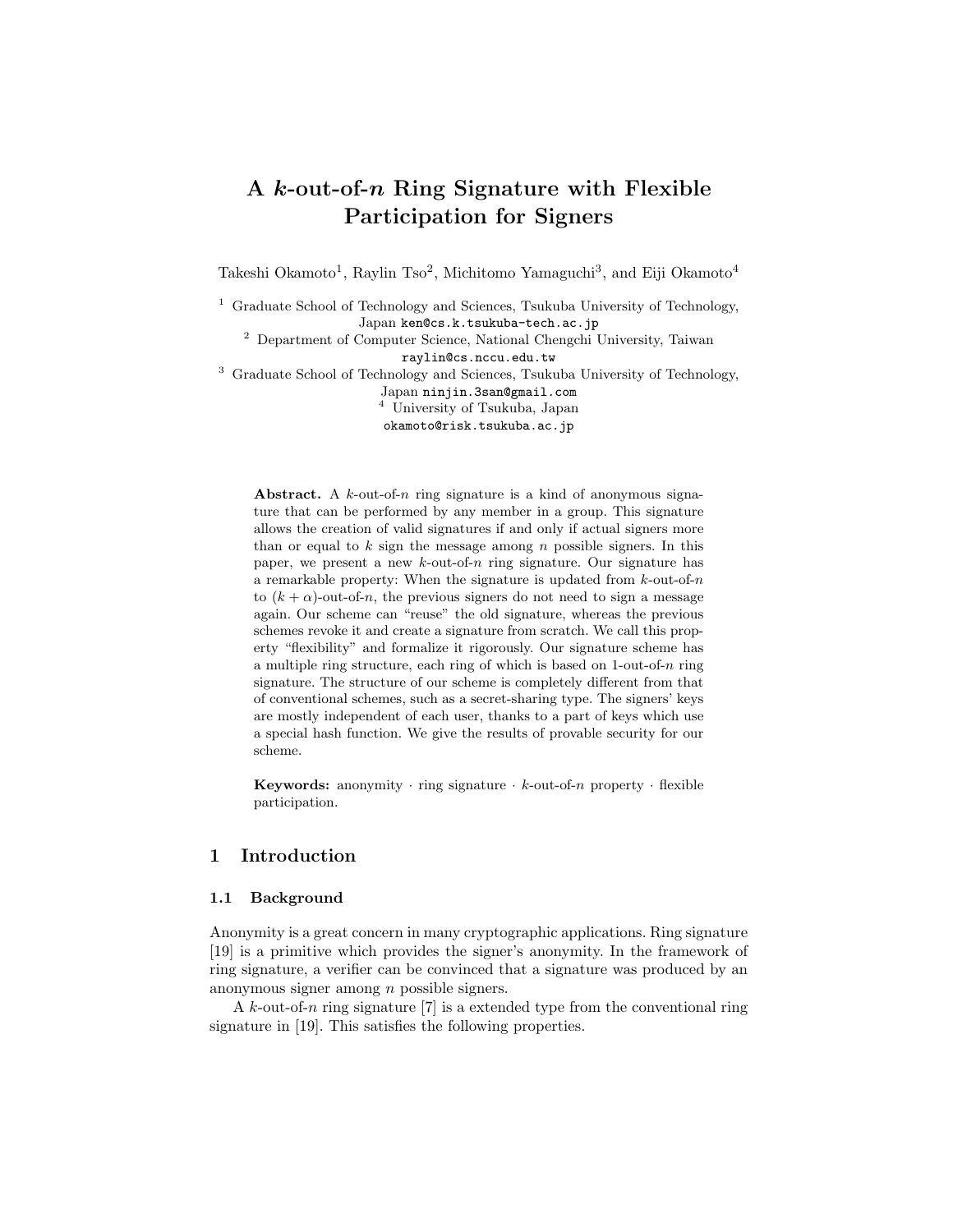# A $k$-out-of-$n$ Ring Signature with Flexible Participation for Signers

Takeshi Okamoto[1], Raylin Tso[2], Michitomo Yamaguchi[3], and Eiji Okamoto[4]

[1] Graduate School of Technology and Sciences, Tsukuba University of Technology, Japan ken@cs.k.tsukuba-tech.ac.jp

[2] Department of Computer Science, National Chengchi University, Taiwan raylin@cs.nccu.edu.tw

[3] Graduate School of Technology and Sciences, Tsukuba University of Technology, Japan ninjin.3san@gmail.com

[4] University of Tsukuba, Japan okamoto@risk.tsukuba.ac.jp

**Abstract.** A $k$-out-of-$n$ ring signature is a kind of anonymous signature that can be performed by any member in a group. This signature allows the creation of valid signatures if and only if actual signers more than or equal to $k$ sign the message among $n$ possible signers. In this paper, we present a new $k$-out-of-$n$ ring signature. Our signature has a remarkable property: When the signature is updated from $k$-out-of-$n$ to $(k + \alpha)$-out-of-$n$, the previous signers do not need to sign a message again. Our scheme can "reuse" the old signature, whereas the previous schemes revoke it and create a signature from scratch. We call this property "flexibility" and formalize it rigorously. Our signature scheme has a multiple ring structure, each ring of which is based on 1-out-of-$n$ ring signature. The structure of our scheme is completely different from that of conventional schemes, such as a secret-sharing type. The signers' keys are mostly independent of each user, thanks to a part of keys which use a special hash function. We give the results of provable security for our scheme.

**Keywords:** anonymity · ring signature · $k$-out-of-$n$ property · flexible participation.

## 1 Introduction

### 1.1 Background

Anonymity is a great concern in many cryptographic applications. Ring signature [19] is a primitive which provides the signer's anonymity. In the framework of ring signature, a verifier can be convinced that a signature was produced by an anonymous signer among $n$ possible signers.

A $k$-out-of-$n$ ring signature [7] is a extended type from the conventional ring signature in [19]. This satisfies the following properties.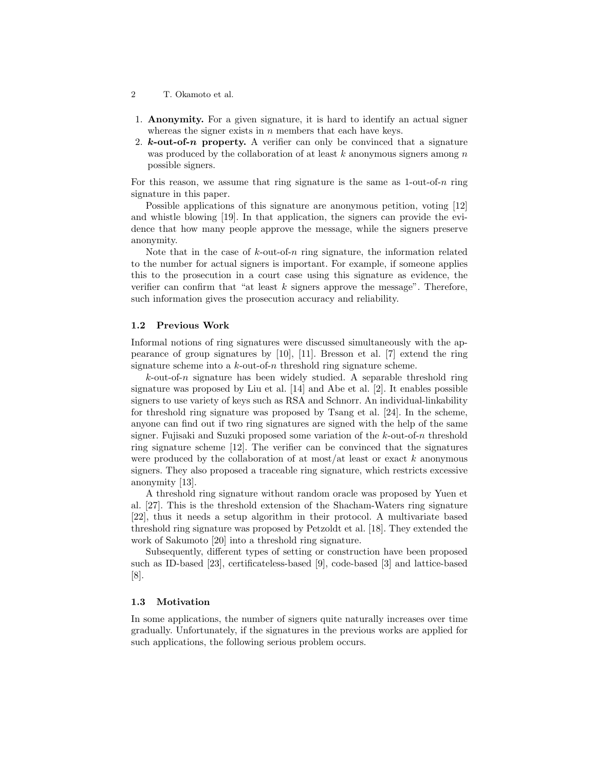1. **Anonymity.** For a given signature, it is hard to identify an actual signer whereas the signer exists in $n$ members that each have keys.
2. **$k$-out-of-$n$ property.** A verifier can only be convinced that a signature was produced by the collaboration of at least $k$ anonymous signers among $n$ possible signers.

For this reason, we assume that ring signature is the same as 1-out-of-$n$ ring signature in this paper.

Possible applications of this signature are anonymous petition, voting [12] and whistle blowing [19]. In that application, the signers can provide the evidence that how many people approve the message, while the signers preserve anonymity.

Note that in the case of $k$-out-of-$n$ ring signature, the information related to the number for actual signers is important. For example, if someone applies this to the prosecution in a court case using this signature as evidence, the verifier can confirm that "at least $k$ signers approve the message". Therefore, such information gives the prosecution accuracy and reliability.

### 1.2 Previous Work

Informal notions of ring signatures were discussed simultaneously with the appearance of group signatures by [10], [11]. Bresson et al. [7] extend the ring signature scheme into a $k$-out-of-$n$ threshold ring signature scheme.

$k$-out-of-$n$ signature has been widely studied. A separable threshold ring signature was proposed by Liu et al. [14] and Abe et al. [2]. It enables possible signers to use variety of keys such as RSA and Schnorr. An individual-linkability for threshold ring signature was proposed by Tsang et al. [24]. In the scheme, anyone can find out if two ring signatures are signed with the help of the same signer. Fujisaki and Suzuki proposed some variation of the $k$-out-of-$n$ threshold ring signature scheme [12]. The verifier can be convinced that the signatures were produced by the collaboration of at most/at least or exact $k$ anonymous signers. They also proposed a traceable ring signature, which restricts excessive anonymity [13].

A threshold ring signature without random oracle was proposed by Yuen et al. [27]. This is the threshold extension of the Shacham-Waters ring signature [22], thus it needs a setup algorithm in their protocol. A multivariate based threshold ring signature was proposed by Petzoldt et al. [18]. They extended the work of Sakumoto [20] into a threshold ring signature.

Subsequently, different types of setting or construction have been proposed such as ID-based [23], certificateless-based [9], code-based [3] and lattice-based [8].

### 1.3 Motivation

In some applications, the number of signers quite naturally increases over time gradually. Unfortunately, if the signatures in the previous works are applied for such applications, the following serious problem occurs.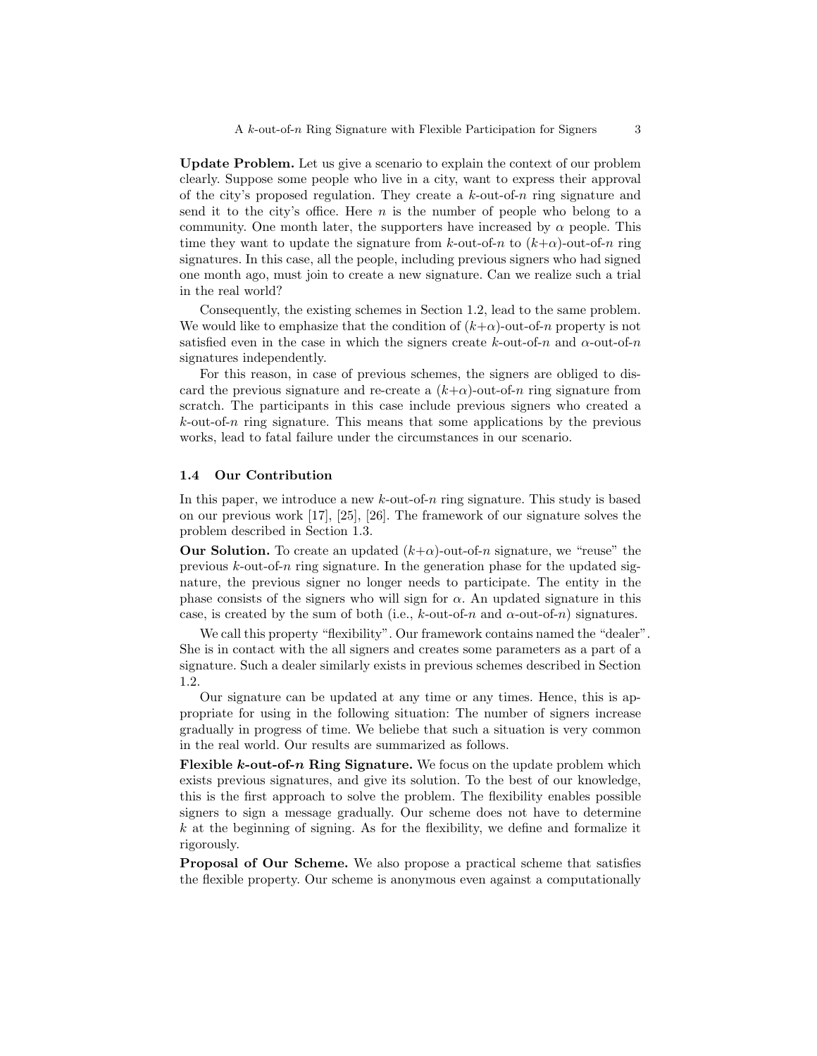**Update Problem.** Let us give a scenario to explain the context of our problem clearly. Suppose some people who live in a city, want to express their approval of the city's proposed regulation. They create a $k$-out-of-$n$ ring signature and send it to the city's office. Here $n$ is the number of people who belong to a community. One month later, the supporters have increased by $\alpha$ people. This time they want to update the signature from $k$-out-of-$n$ to $(k+\alpha)$-out-of-$n$ ring signatures. In this case, all the people, including previous signers who had signed one month ago, must join to create a new signature. Can we realize such a trial in the real world?

Consequently, the existing schemes in Section 1.2, lead to the same problem. We would like to emphasize that the condition of $(k+\alpha)$-out-of-$n$ property is not satisfied even in the case in which the signers create $k$-out-of-$n$ and $\alpha$-out-of-$n$ signatures independently.

For this reason, in case of previous schemes, the signers are obliged to discard the previous signature and re-create a $(k+\alpha)$-out-of-$n$ ring signature from scratch. The participants in this case include previous signers who created a $k$-out-of-$n$ ring signature. This means that some applications by the previous works, lead to fatal failure under the circumstances in our scenario.

### 1.4 Our Contribution

In this paper, we introduce a new $k$-out-of-$n$ ring signature. This study is based on our previous work [17], [25], [26]. The framework of our signature solves the problem described in Section 1.3.

**Our Solution.** To create an updated $(k+\alpha)$-out-of-$n$ signature, we "reuse" the previous $k$-out-of-$n$ ring signature. In the generation phase for the updated signature, the previous signer no longer needs to participate. The entity in the phase consists of the signers who will sign for $\alpha$. An updated signature in this case, is created by the sum of both (i.e., $k$-out-of-$n$ and $\alpha$-out-of-$n$) signatures.

We call this property "flexibility". Our framework contains named the "dealer". She is in contact with the all signers and creates some parameters as a part of a signature. Such a dealer similarly exists in previous schemes described in Section 1.2.

Our signature can be updated at any time or any times. Hence, this is appropriate for using in the following situation: The number of signers increase gradually in progress of time. We beliebe that such a situation is very common in the real world. Our results are summarized as follows.

**Flexible $k$-out-of-$n$ Ring Signature.** We focus on the update problem which exists previous signatures, and give its solution. To the best of our knowledge, this is the first approach to solve the problem. The flexibility enables possible signers to sign a message gradually. Our scheme does not have to determine $k$ at the beginning of signing. As for the flexibility, we define and formalize it rigorously.

**Proposal of Our Scheme.** We also propose a practical scheme that satisfies the flexible property. Our scheme is anonymous even against a computationally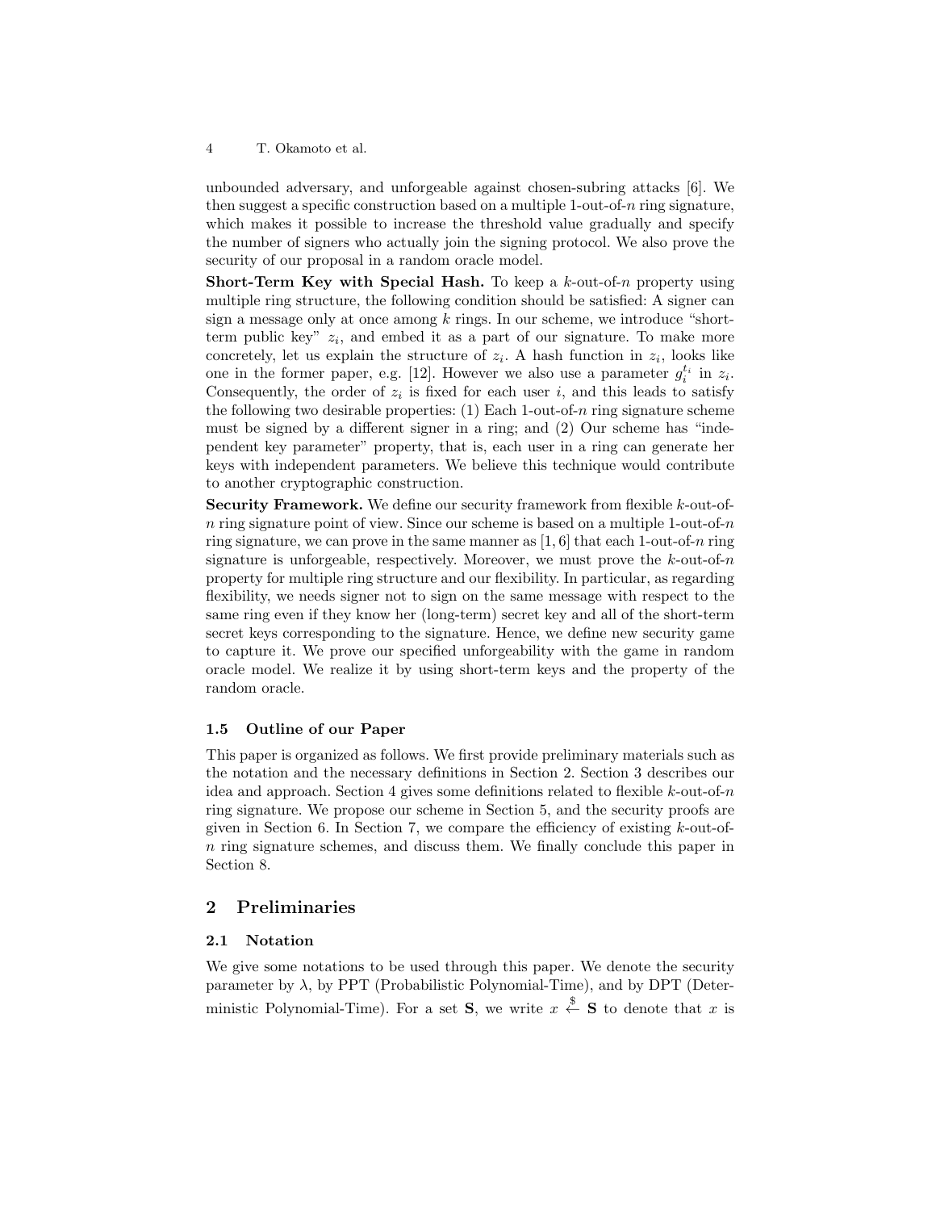unbounded adversary, and unforgeable against chosen-subring attacks [6]. We then suggest a specific construction based on a multiple 1-out-of-$n$ ring signature, which makes it possible to increase the threshold value gradually and specify the number of signers who actually join the signing protocol. We also prove the security of our proposal in a random oracle model.

**Short-Term Key with Special Hash.** To keep a $k$-out-of-$n$ property using multiple ring structure, the following condition should be satisfied: A signer can sign a message only at once among $k$ rings. In our scheme, we introduce "short-term public key" $z_i$, and embed it as a part of our signature. To make more concretely, let us explain the structure of $z_i$. A hash function in $z_i$, looks like one in the former paper, e.g. [12]. However we also use a parameter $g_i^{t_i}$ in $z_i$. Consequently, the order of $z_i$ is fixed for each user $i$, and this leads to satisfy the following two desirable properties: (1) Each 1-out-of-$n$ ring signature scheme must be signed by a different signer in a ring; and (2) Our scheme has "independent key parameter" property, that is, each user in a ring can generate her keys with independent parameters. We believe this technique would contribute to another cryptographic construction.

**Security Framework.** We define our security framework from flexible $k$-out-of-$n$ ring signature point of view. Since our scheme is based on a multiple 1-out-of-$n$ ring signature, we can prove in the same manner as [1, 6] that each 1-out-of-$n$ ring signature is unforgeable, respectively. Moreover, we must prove the $k$-out-of-$n$ property for multiple ring structure and our flexibility. In particular, as regarding flexibility, we needs signer not to sign on the same message with respect to the same ring even if they know her (long-term) secret key and all of the short-term secret keys corresponding to the signature. Hence, we define new security game to capture it. We prove our specified unforgeability with the game in random oracle model. We realize it by using short-term keys and the property of the random oracle.

### 1.5 Outline of our Paper

This paper is organized as follows. We first provide preliminary materials such as the notation and the necessary definitions in Section 2. Section 3 describes our idea and approach. Section 4 gives some definitions related to flexible $k$-out-of-$n$ ring signature. We propose our scheme in Section 5, and the security proofs are given in Section 6. In Section 7, we compare the efficiency of existing $k$-out-of-$n$ ring signature schemes, and discuss them. We finally conclude this paper in Section 8.

## 2 Preliminaries

### 2.1 Notation

We give some notations to be used through this paper. We denote the security parameter by $\lambda$, by PPT (Probabilistic Polynomial-Time), and by DPT (Deterministic Polynomial-Time). For a set $\mathbf{S}$, we write $x \stackrel{\$}{\leftarrow} \mathbf{S}$ to denote that $x$ is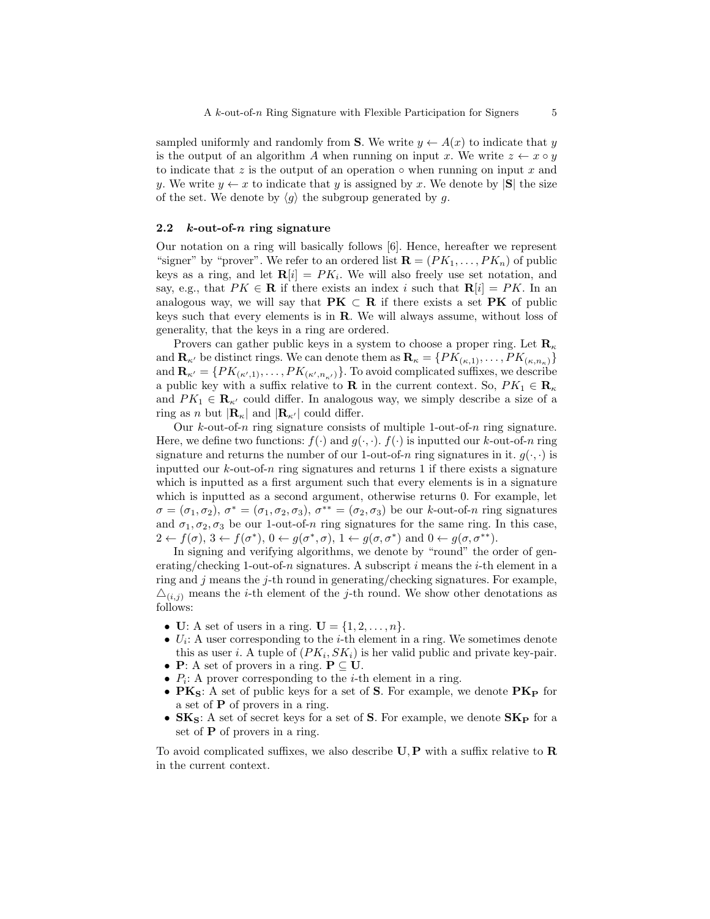sampled uniformly and randomly from $\mathbf{S}$. We write $y \leftarrow A(x)$ to indicate that $y$ is the output of an algorithm $A$ when running on input $x$. We write $z \leftarrow x \circ y$ to indicate that $z$ is the output of an operation $\circ$ when running on input $x$ and $y$. We write $y \leftarrow x$ to indicate that $y$ is assigned by $x$. We denote by $|\mathbf{S}|$ the size of the set. We denote by $\langle g \rangle$ the subgroup generated by $g$.

### 2.2 $k$-out-of-$n$ ring signature

Our notation on a ring will basically follows [6]. Hence, hereafter we represent "signer" by "prover". We refer to an ordered list $\mathbf{R} = (PK_1, \ldots, PK_n)$ of public keys as a ring, and let $\mathbf{R}[i] = PK_i$. We will also freely use set notation, and say, e.g., that $PK \in \mathbf{R}$ if there exists an index $i$ such that $\mathbf{R}[i] = PK$. In an analogous way, we will say that $\mathbf{PK} \subset \mathbf{R}$ if there exists a set $\mathbf{PK}$ of public keys such that every elements is in $\mathbf{R}$. We will always assume, without loss of generality, that the keys in a ring are ordered.

Provers can gather public keys in a system to choose a proper ring. Let $\mathbf{R}_\kappa$ and $\mathbf{R}_{\kappa'}$ be distinct rings. We can denote them as $\mathbf{R}_\kappa = \{PK_{(\kappa,1)}, \ldots, PK_{(\kappa,n_\kappa)}\}$ and $\mathbf{R}_{\kappa'} = \{PK_{(\kappa',1)}, \ldots, PK_{(\kappa',n_{\kappa'})}\}$. To avoid complicated suffixes, we describe a public key with a suffix relative to $\mathbf{R}$ in the current context. So, $PK_1 \in \mathbf{R}_\kappa$ and $PK_1 \in \mathbf{R}_{\kappa'}$ could differ. In analogous way, we simply describe a size of a ring as $n$ but $|\mathbf{R}_\kappa|$ and $|\mathbf{R}_{\kappa'}|$ could differ.

Our $k$-out-of-$n$ ring signature consists of multiple 1-out-of-$n$ ring signature. Here, we define two functions: $f(\cdot)$ and $g(\cdot, \cdot)$. $f(\cdot)$ is inputted our $k$-out-of-$n$ ring signature and returns the number of our 1-out-of-$n$ ring signatures in it. $g(\cdot, \cdot)$ is inputted our $k$-out-of-$n$ ring signatures and returns 1 if there exists a signature which is inputted as a first argument such that every elements is in a signature which is inputted as a second argument, otherwise returns 0. For example, let $\sigma = (\sigma_1, \sigma_2)$, $\sigma^* = (\sigma_1, \sigma_2, \sigma_3)$, $\sigma^{**} = (\sigma_2, \sigma_3)$ be our $k$-out-of-$n$ ring signatures and $\sigma_1, \sigma_2, \sigma_3$ be our 1-out-of-$n$ ring signatures for the same ring. In this case, $2 \leftarrow f(\sigma)$, $3 \leftarrow f(\sigma^*)$, $0 \leftarrow g(\sigma^*, \sigma)$, $1 \leftarrow g(\sigma, \sigma^*)$ and $0 \leftarrow g(\sigma, \sigma^{**})$.

In signing and verifying algorithms, we denote by "round" the order of generating/checking 1-out-of-$n$ signatures. A subscript $i$ means the $i$-th element in a ring and $j$ means the $j$-th round in generating/checking signatures. For example, $\triangle_{(i,j)}$ means the $i$-th element of the $j$-th round. We show other denotations as follows:

- $\mathbf{U}$: A set of users in a ring. $\mathbf{U} = \{1, 2, \ldots, n\}$.
- $U_i$: A user corresponding to the $i$-th element in a ring. We sometimes denote this as user $i$. A tuple of $(PK_i, SK_i)$ is her valid public and private key-pair.
- $\mathbf{P}$: A set of provers in a ring. $\mathbf{P} \subseteq \mathbf{U}$.
- $P_i$: A prover corresponding to the $i$-th element in a ring.
- $\mathbf{PK_S}$: A set of public keys for a set of $\mathbf{S}$. For example, we denote $\mathbf{PK_P}$ for a set of $\mathbf{P}$ of provers in a ring.
- $\mathbf{SK_S}$: A set of secret keys for a set of $\mathbf{S}$. For example, we denote $\mathbf{SK_P}$ for a set of $\mathbf{P}$ of provers in a ring.

To avoid complicated suffixes, we also describe $\mathbf{U}, \mathbf{P}$ with a suffix relative to $\mathbf{R}$ in the current context.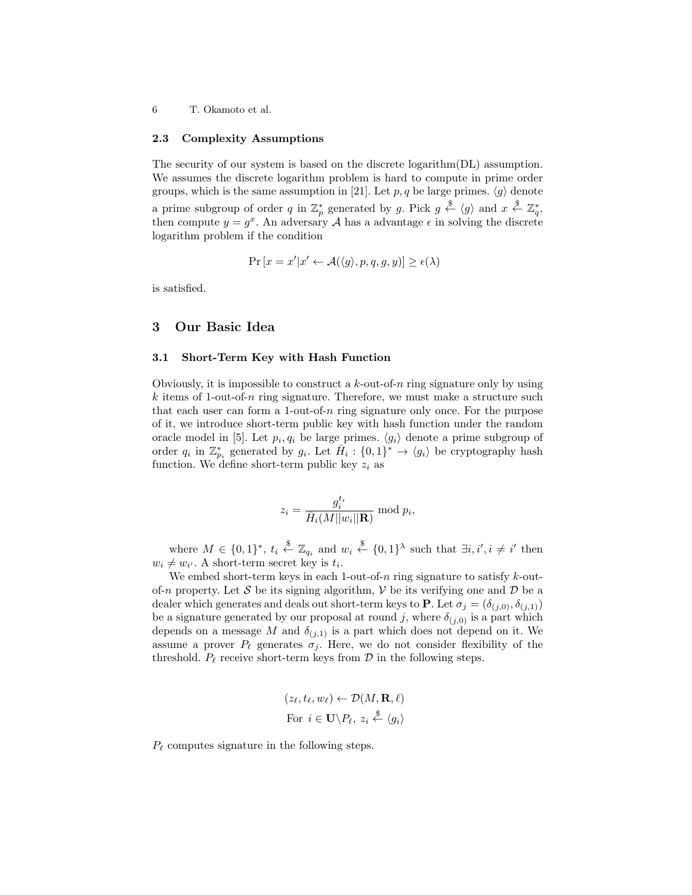### 2.3 Complexity Assumptions

The security of our system is based on the discrete logarithm(DL) assumption. We assumes the discrete logarithm problem is hard to compute in prime order groups, which is the same assumption in [21]. Let $p, q$ be large primes. $\langle g \rangle$ denote a prime subgroup of order $q$ in $\mathbb{Z}_p^*$ generated by $g$. Pick $g \overset{\$}{\leftarrow} \langle g \rangle$ and $x \overset{\$}{\leftarrow} \mathbb{Z}_q^*$, then compute $y = g^x$. An adversary $\mathcal{A}$ has a advantage $\epsilon$ in solving the discrete logarithm problem if the condition

$$\Pr\left[x = x' | x' \leftarrow \mathcal{A}(\langle g \rangle, p, q, g, y)\right] \geq \epsilon(\lambda)$$

is satisfied.

## 3 Our Basic Idea

### 3.1 Short-Term Key with Hash Function

Obviously, it is impossible to construct a $k$-out-of-$n$ ring signature only by using $k$ items of 1-out-of-$n$ ring signature. Therefore, we must make a structure such that each user can form a 1-out-of-$n$ ring signature only once. For the purpose of it, we introduce short-term public key with hash function under the random oracle model in [5]. Let $p_i, q_i$ be large primes. $\langle g_i \rangle$ denote a prime subgroup of order $q_i$ in $\mathbb{Z}_{p_i}^*$ generated by $g_i$. Let $\bar{H}_i : \{0,1\}^* \to \langle g_i \rangle$ be cryptography hash function. We define short-term public key $z_i$ as

$$z_i = \frac{g_i^{t_i}}{\bar{H}_i(M||w_i||\mathbf{R})} \bmod p_i,$$

where $M \in \{0,1\}^*$, $t_i \overset{\$}{\leftarrow} \mathbb{Z}_{q_i}$ and $w_i \overset{\$}{\leftarrow} \{0,1\}^\lambda$ such that $\exists i, i', i \neq i'$ then $w_i \neq w_{i'}$. A short-term secret key is $t_i$.

We embed short-term keys in each 1-out-of-$n$ ring signature to satisfy $k$-out-of-$n$ property. Let $\mathcal{S}$ be its signing algorithm, $\mathcal{V}$ be its verifying one and $\mathcal{D}$ be a dealer which generates and deals out short-term keys to $\mathbf{P}$. Let $\sigma_j = (\delta_{(j,0)}, \delta_{(j,1)})$ be a signature generated by our proposal at round $j$, where $\delta_{(j,0)}$ is a part which depends on a message $M$ and $\delta_{(j,1)}$ is a part which does not depend on it. We assume a prover $P_\ell$ generates $\sigma_j$. Here, we do not consider flexibility of the threshold. $P_\ell$ receive short-term keys from $\mathcal{D}$ in the following steps.

$$(z_\ell, t_\ell, w_\ell) \leftarrow \mathcal{D}(M, \mathbf{R}, \ell)$$
$$\text{For } i \in \mathbf{U} \backslash P_\ell,\ z_i \overset{\$}{\leftarrow} \langle g_i \rangle$$

$P_\ell$ computes signature in the following steps.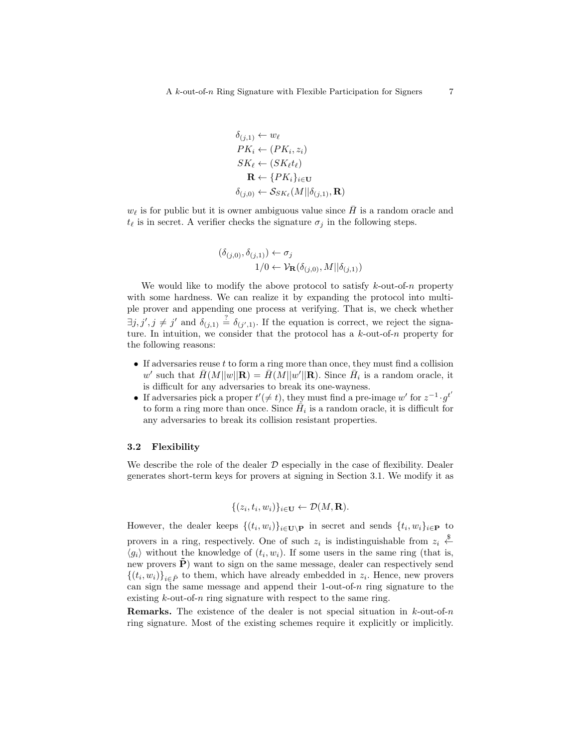$$
\begin{aligned}
\delta_{(j,1)} &\leftarrow w_\ell \\
PK_i &\leftarrow (PK_i, z_i) \\
SK_\ell &\leftarrow (SK_\ell t_\ell) \\
\mathbf{R} &\leftarrow \{PK_i\}_{i \in \mathbf{U}} \\
\delta_{(j,0)} &\leftarrow \mathcal{S}_{SK_\ell}(M || \delta_{(j,1)}, \mathbf{R})
\end{aligned}
$$

$w_\ell$ is for public but it is owner ambiguous value since $\bar{H}$ is a random oracle and $t_\ell$ is in secret. A verifier checks the signature $\sigma_j$ in the following steps.

$$
\begin{aligned}
(\delta_{(j,0)}, \delta_{(j,1)}) &\leftarrow \sigma_j \\
1/0 &\leftarrow \mathcal{V}_{\mathbf{R}}(\delta_{(j,0)}, M || \delta_{(j,1)})
\end{aligned}
$$

We would like to modify the above protocol to satisfy $k$-out-of-$n$ property with some hardness. We can realize it by expanding the protocol into multiple prover and appending one process at verifying. That is, we check whether $\exists j, j', j \neq j'$ and $\delta_{(j,1)} \stackrel{?}{=} \delta_{(j',1)}$. If the equation is correct, we reject the signature. In intuition, we consider that the protocol has a $k$-out-of-$n$ property for the following reasons:

- If adversaries reuse $t$ to form a ring more than once, they must find a collision $w'$ such that $\bar{H}(M||w||\mathbf{R}) = \bar{H}(M||w'||\mathbf{R})$. Since $\bar{H}_i$ is a random oracle, it is difficult for any adversaries to break its one-wayness.
- If adversaries pick a proper $t' (\neq t)$, they must find a pre-image $w'$ for $z^{-1} \cdot g^{t'}$ to form a ring more than once. Since $\bar{H}_i$ is a random oracle, it is difficult for any adversaries to break its collision resistant properties.

### 3.2 Flexibility

We describe the role of the dealer $\mathcal{D}$ especially in the case of flexibility. Dealer generates short-term keys for provers at signing in Section 3.1. We modify it as

$$
\{(z_i, t_i, w_i)\}_{i \in \mathbf{U}} \leftarrow \mathcal{D}(M, \mathbf{R}).
$$

However, the dealer keeps $\{(t_i, w_i)\}_{i \in \mathbf{U} \setminus \mathbf{P}}$ in secret and sends $\{t_i, w_i\}_{i \in \mathbf{P}}$ to provers in a ring, respectively. One of such $z_i$ is indistinguishable from $z_i \stackrel{\$}{\leftarrow} \langle g_i \rangle$ without the knowledge of $(t_i, w_i)$. If some users in the same ring (that is, new provers $\tilde{\mathbf{P}}$) want to sign on the same message, dealer can respectively send $\{(t_i, w_i)\}_{i \in \tilde{P}}$ to them, which have already embedded in $z_i$. Hence, new provers can sign the same message and append their 1-out-of-$n$ ring signature to the existing $k$-out-of-$n$ ring signature with respect to the same ring.

**Remarks.** The existence of the dealer is not special situation in $k$-out-of-$n$ ring signature. Most of the existing schemes require it explicitly or implicitly.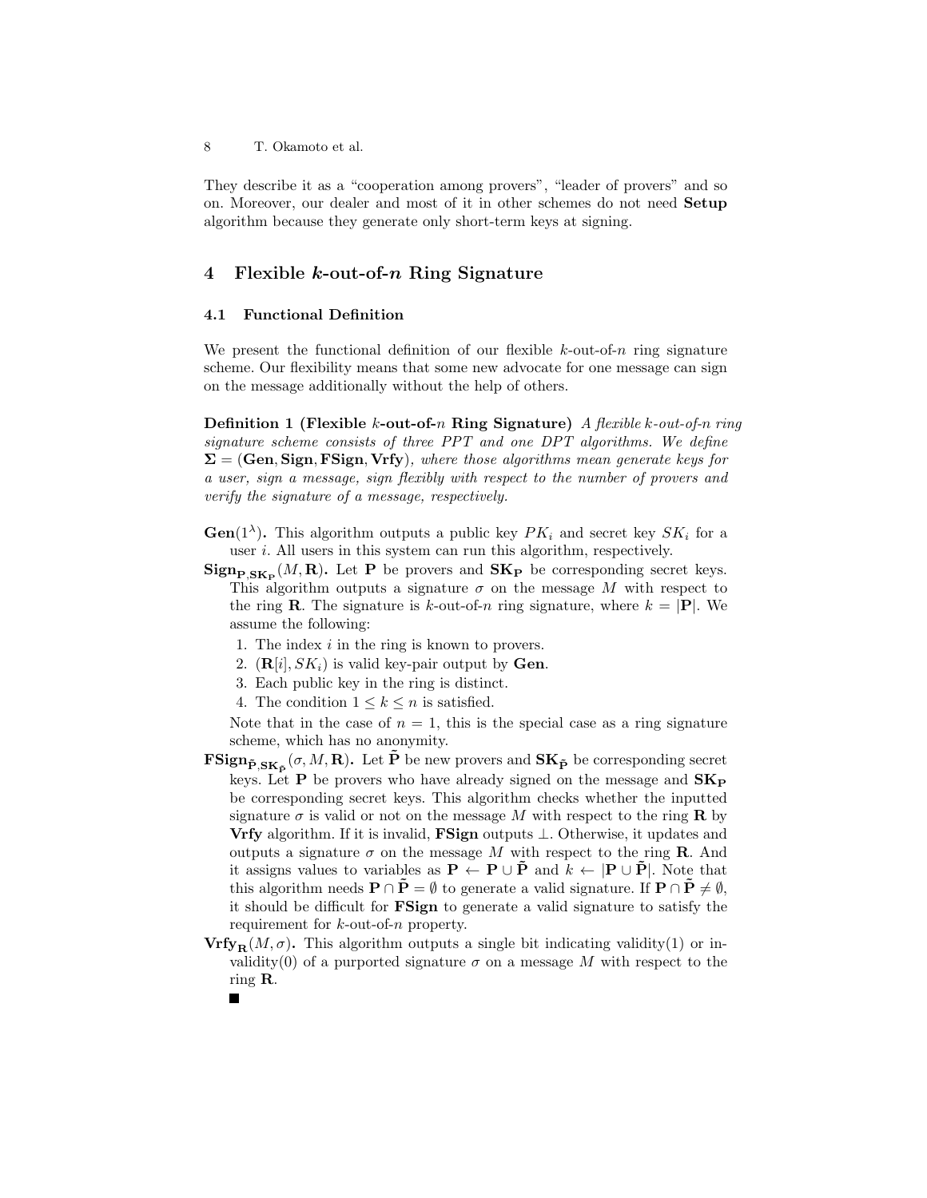They describe it as a "cooperation among provers", "leader of provers" and so on. Moreover, our dealer and most of it in other schemes do not need **Setup** algorithm because they generate only short-term keys at signing.

## 4 Flexible $k$-out-of-$n$ Ring Signature

### 4.1 Functional Definition

We present the functional definition of our flexible $k$-out-of-$n$ ring signature scheme. Our flexibility means that some new advocate for one message can sign on the message additionally without the help of others.

**Definition 1 (Flexible $k$-out-of-$n$ Ring Signature)** *A flexible $k$-out-of-$n$ ring signature scheme consists of three PPT and one DPT algorithms. We define $\mathbf{\Sigma} = (\mathbf{Gen}, \mathbf{Sign}, \mathbf{FSign}, \mathbf{Vrfy})$, where those algorithms mean generate keys for a user, sign a message, sign flexibly with respect to the number of provers and verify the signature of a message, respectively.*

**$\mathbf{Gen}(1^\lambda)$.** This algorithm outputs a public key $PK_i$ and secret key $SK_i$ for a user $i$. All users in this system can run this algorithm, respectively.

**$\mathbf{Sign}_{\mathbf{P},\mathbf{SK_P}}(M, \mathbf{R})$.** Let $\mathbf{P}$ be provers and $\mathbf{SK_P}$ be corresponding secret keys. This algorithm outputs a signature $\sigma$ on the message $M$ with respect to the ring $\mathbf{R}$. The signature is $k$-out-of-$n$ ring signature, where $k = |\mathbf{P}|$. We assume the following:

1. The index $i$ in the ring is known to provers.
2. $(\mathbf{R}[i], SK_i)$ is valid key-pair output by **Gen**.
3. Each public key in the ring is distinct.
4. The condition $1 \leq k \leq n$ is satisfied.

Note that in the case of $n = 1$, this is the special case as a ring signature scheme, which has no anonymity.

**$\mathbf{FSign}_{\tilde{\mathbf{P}},\mathbf{SK}_{\tilde{\mathbf{P}}}}(\sigma, M, \mathbf{R})$.** Let $\tilde{\mathbf{P}}$ be new provers and $\mathbf{SK}_{\tilde{\mathbf{P}}}$ be corresponding secret keys. Let $\mathbf{P}$ be provers who have already signed on the message and $\mathbf{SK_P}$ be corresponding secret keys. This algorithm checks whether the inputted signature $\sigma$ is valid or not on the message $M$ with respect to the ring $\mathbf{R}$ by **Vrfy** algorithm. If it is invalid, **FSign** outputs $\perp$. Otherwise, it updates and outputs a signature $\sigma$ on the message $M$ with respect to the ring $\mathbf{R}$. And it assigns values to variables as $\mathbf{P} \leftarrow \mathbf{P} \cup \tilde{\mathbf{P}}$ and $k \leftarrow |\mathbf{P} \cup \tilde{\mathbf{P}}|$. Note that this algorithm needs $\mathbf{P} \cap \tilde{\mathbf{P}} = \emptyset$ to generate a valid signature. If $\mathbf{P} \cap \tilde{\mathbf{P}} \neq \emptyset$, it should be difficult for **FSign** to generate a valid signature to satisfy the requirement for $k$-out-of-$n$ property.

**$\mathbf{Vrfy}_{\mathbf{R}}(M, \sigma)$.** This algorithm outputs a single bit indicating validity(1) or invalidity(0) of a purported signature $\sigma$ on a message $M$ with respect to the ring $\mathbf{R}$.

■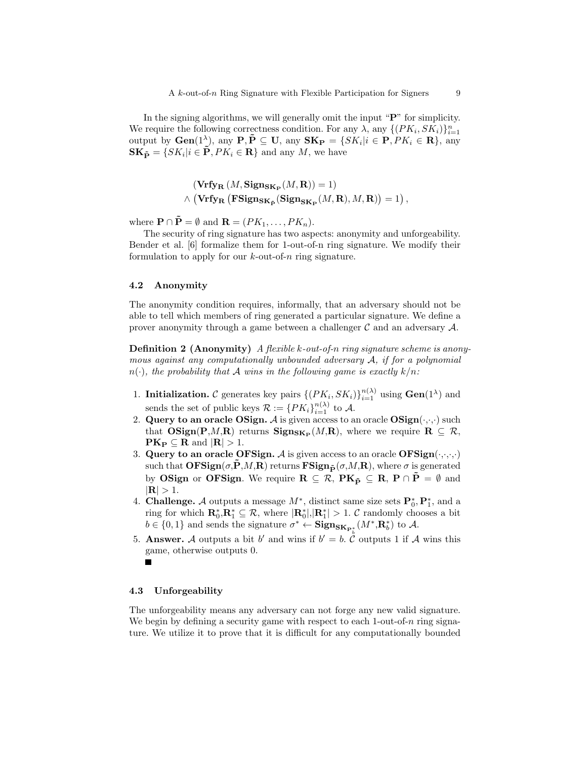In the signing algorithms, we will generally omit the input "$\mathbf{P}$" for simplicity. We require the following correctness condition. For any $\lambda$, any $\{(PK_i, SK_i)\}_{i=1}^{n}$ output by $\mathbf{Gen}(1^\lambda)$, any $\mathbf{P}, \tilde{\mathbf{P}} \subseteq \mathbf{U}$, any $\mathbf{SK_P} = \{SK_i | i \in \mathbf{P}, PK_i \in \mathbf{R}\}$, any $\mathbf{SK_{\tilde{P}}} = \{SK_i | i \in \tilde{\mathbf{P}}, PK_i \in \mathbf{R}\}$ and any $M$, we have

$$
\begin{aligned}
&(\mathbf{Vrfy_R}\,(M, \mathbf{Sign_{SK_P}}(M, \mathbf{R})) = 1) \\
&\wedge \left(\mathbf{Vrfy_R}\left(\mathbf{FSign_{SK_{\tilde{P}}}}(\mathbf{Sign_{SK_P}}(M, \mathbf{R}), M, \mathbf{R})\right) = 1\right),
\end{aligned}
$$

where $\mathbf{P} \cap \tilde{\mathbf{P}} = \emptyset$ and $\mathbf{R} = (PK_1, \ldots, PK_n)$.

The security of ring signature has two aspects: anonymity and unforgeability. Bender et al. [6] formalize them for 1-out-of-n ring signature. We modify their formulation to apply for our $k$-out-of-$n$ ring signature.

### 4.2 Anonymity

The anonymity condition requires, informally, that an adversary should not be able to tell which members of ring generated a particular signature. We define a prover anonymity through a game between a challenger $\mathcal{C}$ and an adversary $\mathcal{A}$.

**Definition 2 (Anonymity)** *A flexible $k$-out-of-$n$ ring signature scheme is anonymous against any computationally unbounded adversary $\mathcal{A}$, if for a polynomial $n(\cdot)$, the probability that $\mathcal{A}$ wins in the following game is exactly $k/n$:*

1. **Initialization.** $\mathcal{C}$ generates key pairs $\{(PK_i, SK_i)\}_{i=1}^{n(\lambda)}$ using $\mathbf{Gen}(1^\lambda)$ and sends the set of public keys $\mathcal{R} := \{PK_i\}_{i=1}^{n(\lambda)}$ to $\mathcal{A}$.
2. **Query to an oracle OSign.** $\mathcal{A}$ is given access to an oracle $\mathbf{OSign}(\cdot,\cdot,\cdot)$ such that $\mathbf{OSign}(\mathbf{P}, M, \mathbf{R})$ returns $\mathbf{Sign_{SK_P}}(M, \mathbf{R})$, where we require $\mathbf{R} \subseteq \mathcal{R}$, $\mathbf{PK_P} \subseteq \mathbf{R}$ and $|\mathbf{R}| > 1$.
3. **Query to an oracle OFSign.** $\mathcal{A}$ is given access to an oracle $\mathbf{OFSign}(\cdot,\cdot,\cdot,\cdot)$ such that $\mathbf{OFSign}(\sigma, \tilde{\mathbf{P}}, M, \mathbf{R})$ returns $\mathbf{FSign}_{\tilde{\mathbf{P}}}(\sigma, M, \mathbf{R})$, where $\sigma$ is generated by **OSign** or **OFSign**. We require $\mathbf{R} \subseteq \mathcal{R}$, $\mathbf{PK_{\tilde{P}}} \subseteq \mathbf{R}$, $\mathbf{P} \cap \tilde{\mathbf{P}} = \emptyset$ and $|\mathbf{R}| > 1$.
4. **Challenge.** $\mathcal{A}$ outputs a message $M^*$, distinct same size sets $\mathbf{P}_0^*, \mathbf{P}_1^*$, and a ring for which $\mathbf{R}_0^*, \mathbf{R}_1^* \subseteq \mathcal{R}$, where $|\mathbf{R}_0^*|, |\mathbf{R}_1^*| > 1$. $\mathcal{C}$ randomly chooses a bit $b \in \{0, 1\}$ and sends the signature $\sigma^* \leftarrow \mathbf{Sign_{SK_{P_b^*}}}(M^*, \mathbf{R}_b^*)$ to $\mathcal{A}$.
5. **Answer.** $\mathcal{A}$ outputs a bit $b'$ and wins if $b' = b$. $\mathcal{C}$ outputs 1 if $\mathcal{A}$ wins this game, otherwise outputs 0.

■

### 4.3 Unforgeability

The unforgeability means any adversary can not forge any new valid signature. We begin by defining a security game with respect to each 1-out-of-$n$ ring signature. We utilize it to prove that it is difficult for any computationally bounded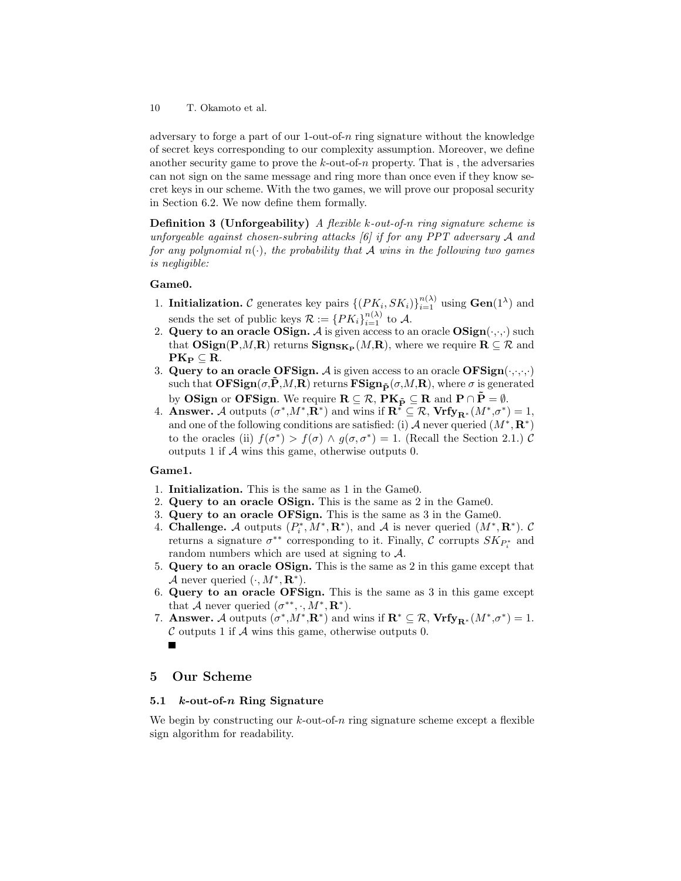adversary to forge a part of our 1-out-of-$n$ ring signature without the knowledge of secret keys corresponding to our complexity assumption. Moreover, we define another security game to prove the $k$-out-of-$n$ property. That is , the adversaries can not sign on the same message and ring more than once even if they know secret keys in our scheme. With the two games, we will prove our proposal security in Section 6.2. We now define them formally.

**Definition 3 (Unforgeability)** *A flexible k-out-of-n ring signature scheme is unforgeable against chosen-subring attacks [6] if for any PPT adversary $\mathcal{A}$ and for any polynomial $n(\cdot)$, the probability that $\mathcal{A}$ wins in the following two games is negligible:*

**Game0.**

1. **Initialization.** $\mathcal{C}$ generates key pairs $\{(PK_i, SK_i)\}_{i=1}^{n(\lambda)}$ using $\mathbf{Gen}(1^\lambda)$ and sends the set of public keys $\mathcal{R} := \{PK_i\}_{i=1}^{n(\lambda)}$ to $\mathcal{A}$.
2. **Query to an oracle OSign.** $\mathcal{A}$ is given access to an oracle $\mathbf{OSign}(\cdot,\cdot,\cdot)$ such that $\mathbf{OSign}(\mathbf{P},M,\mathbf{R})$ returns $\mathbf{Sign}_{\mathbf{SK_P}}(M,\mathbf{R})$, where we require $\mathbf{R} \subseteq \mathcal{R}$ and $\mathbf{PK_P} \subseteq \mathbf{R}$.
3. **Query to an oracle OFSign.** $\mathcal{A}$ is given access to an oracle $\mathbf{OFSign}(\cdot,\cdot,\cdot,\cdot)$ such that $\mathbf{OFSign}(\sigma,\tilde{\mathbf{P}},M,\mathbf{R})$ returns $\mathbf{FSign}_{\tilde{\mathbf{P}}}(\sigma,M,\mathbf{R})$, where $\sigma$ is generated by **OSign** or **OFSign**. We require $\mathbf{R} \subseteq \mathcal{R}$, $\mathbf{PK}_{\tilde{\mathbf{P}}} \subseteq \mathbf{R}$ and $\mathbf{P} \cap \tilde{\mathbf{P}} = \emptyset$.
4. **Answer.** $\mathcal{A}$ outputs $(\sigma^*,M^*,\mathbf{R}^*)$ and wins if $\mathbf{R}^* \subseteq \mathcal{R}$, $\mathbf{Vrfy}_{\mathbf{R}^*}(M^*,\sigma^*) = 1$, and one of the following conditions are satisfied: (i) $\mathcal{A}$ never queried $(M^*, \mathbf{R}^*)$ to the oracles (ii) $f(\sigma^*) > f(\sigma) \wedge g(\sigma, \sigma^*) = 1$. (Recall the Section 2.1.) $\mathcal{C}$ outputs 1 if $\mathcal{A}$ wins this game, otherwise outputs 0.

**Game1.**

1. **Initialization.** This is the same as 1 in the Game0.
2. **Query to an oracle OSign.** This is the same as 2 in the Game0.
3. **Query to an oracle OFSign.** This is the same as 3 in the Game0.
4. **Challenge.** $\mathcal{A}$ outputs $(P_i^*, M^*, \mathbf{R}^*)$, and $\mathcal{A}$ is never queried $(M^*, \mathbf{R}^*)$. $\mathcal{C}$ returns a signature $\sigma^{**}$ corresponding to it. Finally, $\mathcal{C}$ corrupts $SK_{P_i^*}$ and random numbers which are used at signing to $\mathcal{A}$.
5. **Query to an oracle OSign.** This is the same as 2 in this game except that $\mathcal{A}$ never queried $(\cdot, M^*, \mathbf{R}^*)$.
6. **Query to an oracle OFSign.** This is the same as 3 in this game except that $\mathcal{A}$ never queried $(\sigma^{**}, \cdot, M^*, \mathbf{R}^*)$.
7. **Answer.** $\mathcal{A}$ outputs $(\sigma^*,M^*,\mathbf{R}^*)$ and wins if $\mathbf{R}^* \subseteq \mathcal{R}$, $\mathbf{Vrfy}_{\mathbf{R}^*}(M^*,\sigma^*) = 1$. $\mathcal{C}$ outputs 1 if $\mathcal{A}$ wins this game, otherwise outputs 0.

■

## 5 Our Scheme

### 5.1 $k$-out-of-$n$ Ring Signature

We begin by constructing our $k$-out-of-$n$ ring signature scheme except a flexible sign algorithm for readability.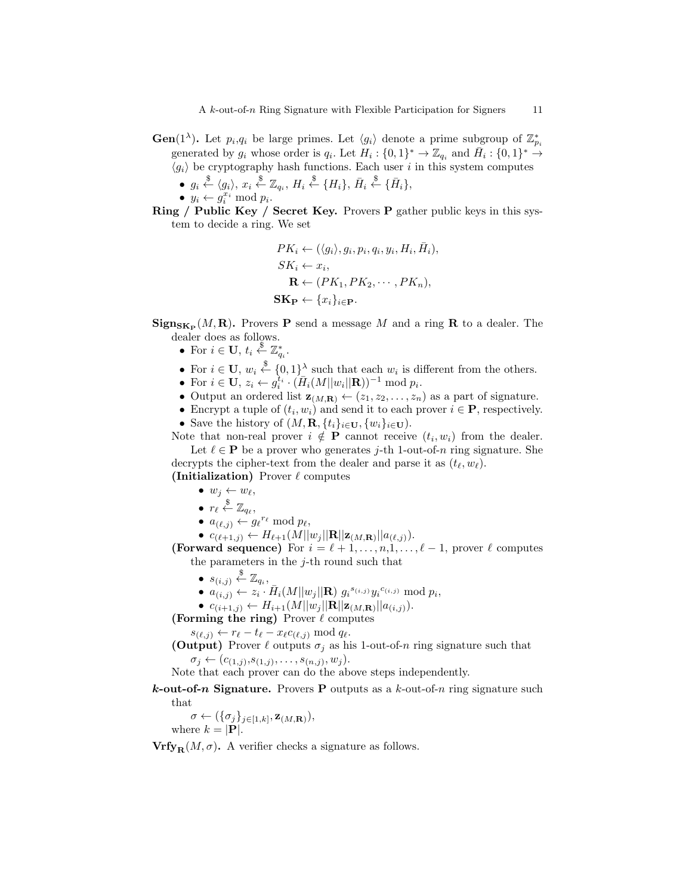**Gen**$(1^\lambda)$**.** Let $p_i$,$q_i$ be large primes. Let $\langle g_i \rangle$ denote a prime subgroup of $\mathbb{Z}^*_{p_i}$ generated by $g_i$ whose order is $q_i$. Let $H_i : \{0,1\}^* \to \mathbb{Z}_{q_i}$ and $\bar{H}_i : \{0,1\}^* \to \langle g_i \rangle$ be cryptography hash functions. Each user $i$ in this system computes

- $g_i \xleftarrow{\$} \langle g_i \rangle$, $x_i \xleftarrow{\$} \mathbb{Z}_{q_i}$, $H_i \xleftarrow{\$} \{H_i\}$, $\bar{H}_i \xleftarrow{\$} \{\bar{H}_i\}$,
- $y_i \leftarrow g_i^{x_i} \bmod p_i$.

**Ring / Public Key / Secret Key.** Provers $\mathbf{P}$ gather public keys in this system to decide a ring. We set

$$
\begin{aligned}
PK_i &\leftarrow (\langle g_i \rangle, g_i, p_i, q_i, y_i, H_i, \bar{H}_i),\\
SK_i &\leftarrow x_i,\\
\mathbf{R} &\leftarrow (PK_1, PK_2, \cdots, PK_n),\\
\mathbf{SK_P} &\leftarrow \{x_i\}_{i \in \mathbf{P}}.
\end{aligned}
$$

$\mathbf{Sign_{SK_P}}(M, \mathbf{R})$**.** Provers $\mathbf{P}$ send a message $M$ and a ring $\mathbf{R}$ to a dealer. The dealer does as follows.

- For $i \in \mathbf{U}$, $t_i \xleftarrow{\$} \mathbb{Z}^*_{q_i}$.
- For $i \in \mathbf{U}$, $w_i \xleftarrow{\$} \{0,1\}^\lambda$ such that each $w_i$ is different from the others.
- For $i \in \mathbf{U}$, $z_i \leftarrow g_i^{t_i} \cdot (\bar{H}_i(M||w_i||\mathbf{R}))^{-1} \bmod p_i$.
- Output an ordered list $\mathbf{z}_{(M,\mathbf{R})} \leftarrow (z_1, z_2, \ldots, z_n)$ as a part of signature.
- Encrypt a tuple of $(t_i, w_i)$ and send it to each prover $i \in \mathbf{P}$, respectively.
- Save the history of $(M, \mathbf{R}, \{t_i\}_{i \in \mathbf{U}}, \{w_i\}_{i \in \mathbf{U}})$.

Note that non-real prover $i \notin \mathbf{P}$ cannot receive $(t_i, w_i)$ from the dealer.

Let $\ell \in \mathbf{P}$ be a prover who generates $j$-th 1-out-of-$n$ ring signature. She decrypts the cipher-text from the dealer and parse it as $(t_\ell, w_\ell)$.

**(Initialization)** Prover $\ell$ computes

- $w_j \leftarrow w_\ell$,
- $r_\ell \xleftarrow{\$} \mathbb{Z}_{q_\ell}$,
- $a_{(\ell,j)} \leftarrow {g_\ell}^{r_\ell} \bmod p_\ell$,
- $c_{(\ell+1,j)} \leftarrow H_{\ell+1}(M||w_j||\mathbf{R}||\mathbf{z}_{(M,\mathbf{R})}||a_{(\ell,j)})$.

**(Forward sequence)** For $i = \ell+1, \ldots, n, 1, \ldots, \ell-1$, prover $\ell$ computes the parameters in the $j$-th round such that

- $s_{(i,j)} \xleftarrow{\$} \mathbb{Z}_{q_i}$,
- $a_{(i,j)} \leftarrow z_i \cdot \bar{H}_i(M||w_j||\mathbf{R})\ {g_i}^{s_{(i,j)}} {y_i}^{c_{(i,j)}} \bmod p_i$,
- $c_{(i+1,j)} \leftarrow H_{i+1}(M||w_j||\mathbf{R}||\mathbf{z}_{(M,\mathbf{R})}||a_{(i,j)})$.

**(Forming the ring)** Prover $\ell$ computes

$s_{(\ell,j)} \leftarrow r_\ell - t_\ell - x_\ell c_{(\ell,j)} \bmod q_\ell$.

**(Output)** Prover $\ell$ outputs $\sigma_j$ as his 1-out-of-$n$ ring signature such that

$\sigma_j \leftarrow (c_{(1,j)}, s_{(1,j)}, \ldots, s_{(n,j)}, w_j)$.

Note that each prover can do the above steps independently.

***k*-out-of-*n* Signature.** Provers $\mathbf{P}$ outputs as a $k$-out-of-$n$ ring signature such that

$\sigma \leftarrow (\{\sigma_j\}_{j \in [1,k]}, \mathbf{z}_{(M,\mathbf{R})})$,

where $k = |\mathbf{P}|$.

$\mathbf{Vrfy_R}(M, \sigma)$**.** A verifier checks a signature as follows.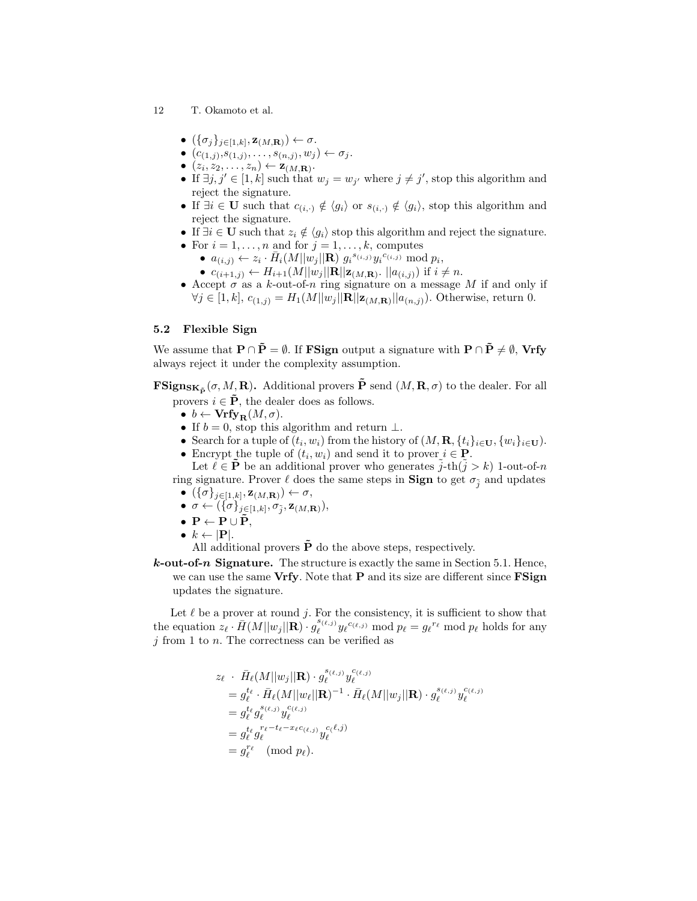- $(\{\sigma_j\}_{j\in[1,k]}, \mathbf{z}_{(M,\mathbf{R})}) \leftarrow \sigma$.
- $(c_{(1,j)}, s_{(1,j)}, \ldots, s_{(n,j)}, w_j) \leftarrow \sigma_j$.
- $(z_i, z_2, \ldots, z_n) \leftarrow \mathbf{z}_{(M,\mathbf{R})}$.
- If $\exists j, j' \in [1,k]$ such that $w_j = w_{j'}$ where $j \neq j'$, stop this algorithm and reject the signature.
- If $\exists i \in \mathbf{U}$ such that $c_{(i,\cdot)} \notin \langle g_i \rangle$ or $s_{(i,\cdot)} \notin \langle g_i \rangle$, stop this algorithm and reject the signature.
- If $\exists i \in \mathbf{U}$ such that $z_i \notin \langle g_i \rangle$ stop this algorithm and reject the signature.
- For $i = 1, \ldots, n$ and for $j = 1, \ldots, k$, computes
  - $a_{(i,j)} \leftarrow z_i \cdot \bar{H}_i(M||w_j||\mathbf{R})\ {g_i}^{s_{(i,j)}} {y_i}^{c_{(i,j)}} \bmod p_i$,
  - $c_{(i+1,j)} \leftarrow H_{i+1}(M||w_j||\mathbf{R}||\mathbf{z}_{(M,\mathbf{R})}.\ ||a_{(i,j)})$ if $i \neq n$.
- Accept $\sigma$ as a $k$-out-of-$n$ ring signature on a message $M$ if and only if $\forall j \in [1,k]$, $c_{(1,j)} = H_1(M||w_j||\mathbf{R}||\mathbf{z}_{(M,\mathbf{R})}||a_{(n,j)})$. Otherwise, return 0.

### 5.2 Flexible Sign

We assume that $\mathbf{P} \cap \tilde{\mathbf{P}} = \emptyset$. If **FSign** output a signature with $\mathbf{P} \cap \tilde{\mathbf{P}} \neq \emptyset$, **Vrfy** always reject it under the complexity assumption.

**$\mathbf{FSign}_{\mathbf{SK}_{\tilde{\mathbf{P}}}}(\sigma, M, \mathbf{R})$.** Additional provers $\tilde{\mathbf{P}}$ send $(M, \mathbf{R}, \sigma)$ to the dealer. For all provers $i \in \tilde{\mathbf{P}}$, the dealer does as follows.

- $b \leftarrow \mathbf{Vrfy}_{\mathbf{R}}(M, \sigma)$.
- If $b = 0$, stop this algorithm and return $\perp$.
- Search for a tuple of $(t_i, w_i)$ from the history of $(M, \mathbf{R}, \{t_i\}_{i\in\mathbf{U}}, \{w_i\}_{i\in\mathbf{U}})$.
- Encrypt the tuple of $(t_i, w_i)$ and send it to prover $i \in \tilde{\mathbf{P}}$.

Let $\ell \in \tilde{\mathbf{P}}$ be an additional prover who generates $\tilde{j}$-th($\tilde{j} > k$) 1-out-of-$n$ ring signature. Prover $\ell$ does the same steps in **Sign** to get $\sigma_{\tilde{j}}$ and updates

- $(\{\sigma\}_{j\in[1,k]}, \mathbf{z}_{(M,\mathbf{R})}) \leftarrow \sigma$,
- $\sigma \leftarrow (\{\sigma\}_{j\in[1,k]}, \sigma_{\tilde{j}}, \mathbf{z}_{(M,\mathbf{R})})$,
- $\mathbf{P} \leftarrow \mathbf{P} \cup \tilde{\mathbf{P}}$,
- $k \leftarrow |\mathbf{P}|$.

All additional provers $\tilde{\mathbf{P}}$ do the above steps, respectively.

***k*-out-of-*n* Signature.** The structure is exactly the same in Section 5.1. Hence, we can use the same **Vrfy**. Note that $\mathbf{P}$ and its size are different since **FSign** updates the signature.

Let $\ell$ be a prover at round $j$. For the consistency, it is sufficient to show that the equation $z_\ell \cdot \bar{H}(M||w_j||\mathbf{R}) \cdot g_\ell^{s_{(\ell,j)}} {y_\ell}^{c_{(\ell,j)}} \bmod p_\ell = {g_\ell}^{r_\ell} \bmod p_\ell$ holds for any $j$ from 1 to $n$. The correctness can be verified as

$$
\begin{aligned}
z_\ell\ &\cdot\ \bar{H}_\ell(M||w_j||\mathbf{R}) \cdot g_\ell^{s_{(\ell,j)}} y_\ell^{c_{(\ell,j)}} \\
&= g_\ell^{t_\ell} \cdot \bar{H}_\ell(M||w_\ell||\mathbf{R})^{-1} \cdot \bar{H}_\ell(M||w_j||\mathbf{R}) \cdot g_\ell^{s_{(\ell,j)}} y_\ell^{c_{(\ell,j)}} \\
&= g_\ell^{t_\ell} g_\ell^{s_{(\ell,j)}} y_\ell^{c_{(\ell,j)}} \\
&= g_\ell^{t_\ell} g_\ell^{r_\ell - t_\ell - x_\ell c_{(\ell,j)}} y_\ell^{c_{(\ell,j)}} \\
&= g_\ell^{r_\ell} \pmod{p_\ell}.
\end{aligned}
$$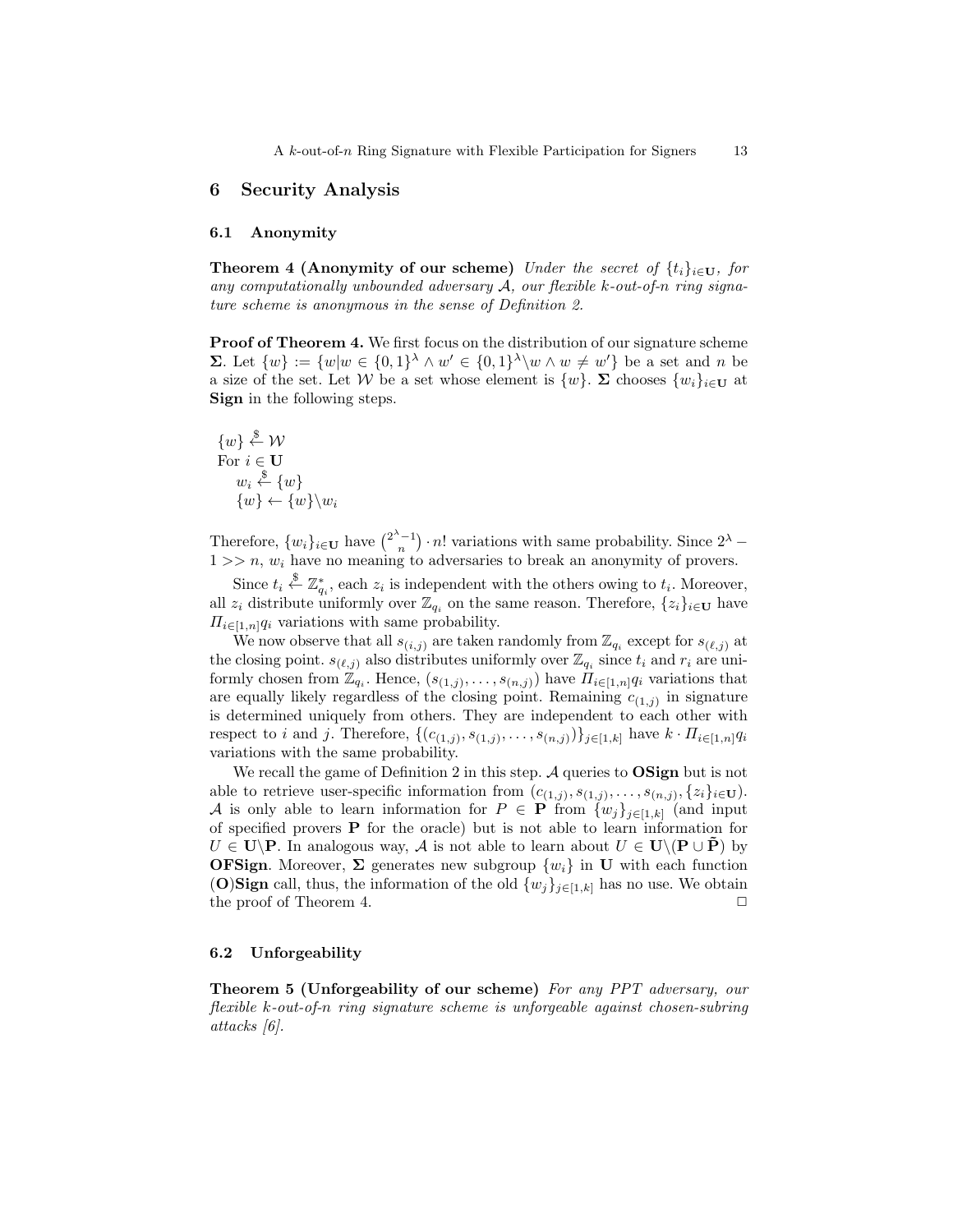## 6 Security Analysis

### 6.1 Anonymity

**Theorem 4 (Anonymity of our scheme)** *Under the secret of $\{t_i\}_{i\in\mathbf{U}}$, for any computationally unbounded adversary $\mathcal{A}$, our flexible k-out-of-n ring signature scheme is anonymous in the sense of Definition 2.*

**Proof of Theorem 4.** We first focus on the distribution of our signature scheme $\mathbf{\Sigma}$. Let $\{w\} := \{w | w \in \{0,1\}^\lambda \wedge w' \in \{0,1\}^\lambda \backslash w \wedge w \neq w'\}$ be a set and $n$ be a size of the set. Let $\mathcal{W}$ be a set whose element is $\{w\}$. $\mathbf{\Sigma}$ chooses $\{w_i\}_{i\in\mathbf{U}}$ at **Sign** in the following steps.

$\{w\} \stackrel{\$}{\leftarrow} \mathcal{W}$
For $i \in \mathbf{U}$
  $w_i \stackrel{\$}{\leftarrow} \{w\}$
  $\{w\} \leftarrow \{w\} \backslash w_i$

Therefore, $\{w_i\}_{i\in\mathbf{U}}$ have $\binom{2^\lambda - 1}{n} \cdot n!$ variations with same probability. Since $2^\lambda - 1 >> n$, $w_i$ have no meaning to adversaries to break an anonymity of provers.

Since $t_i \stackrel{\$}{\leftarrow} \mathbb{Z}_{q_i}^*$, each $z_i$ is independent with the others owing to $t_i$. Moreover, all $z_i$ distribute uniformly over $\mathbb{Z}_{q_i}$ on the same reason. Therefore, $\{z_i\}_{i\in\mathbf{U}}$ have $\Pi_{i\in[1,n]} q_i$ variations with same probability.

We now observe that all $s_{(i,j)}$ are taken randomly from $\mathbb{Z}_{q_i}$ except for $s_{(\ell,j)}$ at the closing point. $s_{(\ell,j)}$ also distributes uniformly over $\mathbb{Z}_{q_i}$ since $t_i$ and $r_i$ are uniformly chosen from $\mathbb{Z}_{q_i}$. Hence, $(s_{(1,j)}, \ldots, s_{(n,j)})$ have $\Pi_{i\in[1,n]} q_i$ variations that are equally likely regardless of the closing point. Remaining $c_{(1,j)}$ in signature is determined uniquely from others. They are independent to each other with respect to $i$ and $j$. Therefore, $\{(c_{(1,j)}, s_{(1,j)}, \ldots, s_{(n,j)})\}_{j\in[1,k]}$ have $k \cdot \Pi_{i\in[1,n]} q_i$ variations with the same probability.

We recall the game of Definition 2 in this step. $\mathcal{A}$ queries to **OSign** but is not able to retrieve user-specific information from $(c_{(1,j)}, s_{(1,j)}, \ldots, s_{(n,j)}, \{z_i\}_{i\in\mathbf{U}})$. $\mathcal{A}$ is only able to learn information for $P \in \mathbf{P}$ from $\{w_j\}_{j\in[1,k]}$ (and input of specified provers $\mathbf{P}$ for the oracle) but is not able to learn information for $U \in \mathbf{U}\backslash\mathbf{P}$. In analogous way, $\mathcal{A}$ is not able to learn about $U \in \mathbf{U}\backslash(\mathbf{P} \cup \tilde{\mathbf{P}})$ by **OFSign**. Moreover, $\mathbf{\Sigma}$ generates new subgroup $\{w_i\}$ in $\mathbf{U}$ with each function (**O**)**Sign** call, thus, the information of the old $\{w_j\}_{j\in[1,k]}$ has no use. We obtain the proof of Theorem 4. □

### 6.2 Unforgeability

**Theorem 5 (Unforgeability of our scheme)** *For any PPT adversary, our flexible k-out-of-n ring signature scheme is unforgeable against chosen-subring attacks [6].*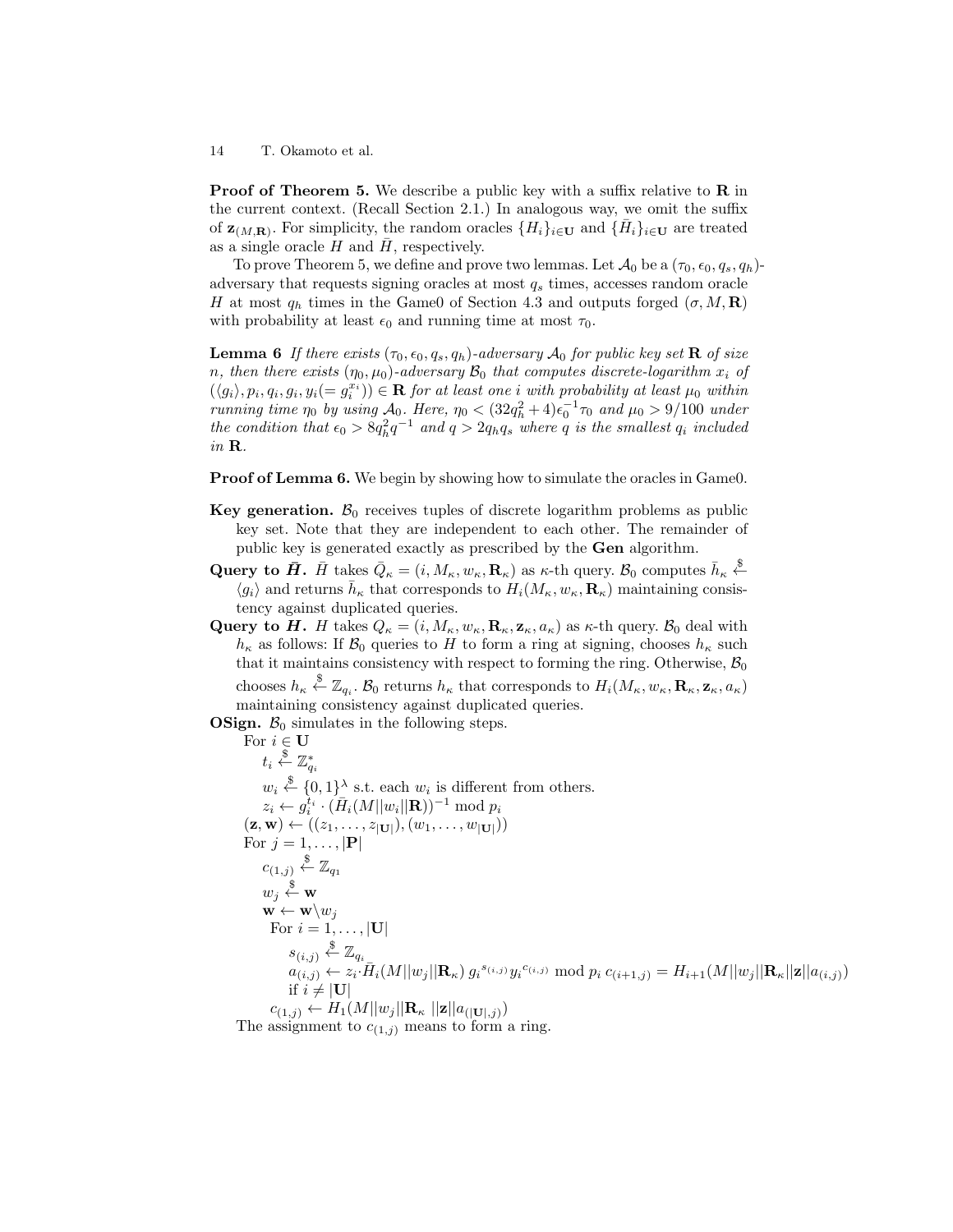**Proof of Theorem 5.** We describe a public key with a suffix relative to $\mathbf{R}$ in the current context. (Recall Section 2.1.) In analogous way, we omit the suffix of $\mathbf{z}_{(M,\mathbf{R})}$. For simplicity, the random oracles $\{H_i\}_{i\in\mathbf{U}}$ and $\{\bar{H}_i\}_{i\in\mathbf{U}}$ are treated as a single oracle $H$ and $\bar{H}$, respectively.

To prove Theorem 5, we define and prove two lemmas. Let $\mathcal{A}_0$ be a $(\tau_0, \epsilon_0, q_s, q_h)$-adversary that requests signing oracles at most $q_s$ times, accesses random oracle $H$ at most $q_h$ times in the Game0 of Section 4.3 and outputs forged $(\sigma, M, \mathbf{R})$ with probability at least $\epsilon_0$ and running time at most $\tau_0$.

**Lemma 6** *If there exists $(\tau_0, \epsilon_0, q_s, q_h)$-adversary $\mathcal{A}_0$ for public key set $\mathbf{R}$ of size $n$, then there exists $(\eta_0, \mu_0)$-adversary $\mathcal{B}_0$ that computes discrete-logarithm $x_i$ of $(\langle g_i\rangle, p_i, q_i, g_i, y_i(= g_i^{x_i})) \in \mathbf{R}$ for at least one $i$ with probability at least $\mu_0$ within running time $\eta_0$ by using $\mathcal{A}_0$. Here, $\eta_0 < (32q_h^2 + 4)\epsilon_0^{-1}\tau_0$ and $\mu_0 > 9/100$ under the condition that $\epsilon_0 > 8q_h^2 q^{-1}$ and $q > 2q_h q_s$ where $q$ is the smallest $q_i$ included in $\mathbf{R}$.*

**Proof of Lemma 6.** We begin by showing how to simulate the oracles in Game0.

- **Key generation.** $\mathcal{B}_0$ receives tuples of discrete logarithm problems as public key set. Note that they are independent to each other. The remainder of public key is generated exactly as prescribed by the **Gen** algorithm.
- **Query to $\bar{H}$.** $\bar{H}$ takes $\bar{Q}_\kappa = (i, M_\kappa, w_\kappa, \mathbf{R}_\kappa)$ as $\kappa$-th query. $\mathcal{B}_0$ computes $\bar{h}_\kappa \stackrel{\$}{\leftarrow} \langle g_i\rangle$ and returns $\bar{h}_\kappa$ that corresponds to $H_i(M_\kappa, w_\kappa, \mathbf{R}_\kappa)$ maintaining consistency against duplicated queries.
- **Query to $H$.** $H$ takes $Q_\kappa = (i, M_\kappa, w_\kappa, \mathbf{R}_\kappa, \mathbf{z}_\kappa, a_\kappa)$ as $\kappa$-th query. $\mathcal{B}_0$ deal with $h_\kappa$ as follows: If $\mathcal{B}_0$ queries to $H$ to form a ring at signing, chooses $h_\kappa$ such that it maintains consistency with respect to forming the ring. Otherwise, $\mathcal{B}_0$ chooses $h_\kappa \stackrel{\$}{\leftarrow} \mathbb{Z}_{q_i}$. $\mathcal{B}_0$ returns $h_\kappa$ that corresponds to $H_i(M_\kappa, w_\kappa, \mathbf{R}_\kappa, \mathbf{z}_\kappa, a_\kappa)$ maintaining consistency against duplicated queries.
- **OSign.** $\mathcal{B}_0$ simulates in the following steps.

  For $i \in \mathbf{U}$
  
  $\quad t_i \stackrel{\$}{\leftarrow} \mathbb{Z}_{q_i}^*$
  
  $\quad w_i \stackrel{\$}{\leftarrow} \{0,1\}^\lambda$ s.t. each $w_i$ is different from others.
  
  $\quad z_i \leftarrow g_i^{t_i} \cdot (\bar{H}_i(M||w_i||\mathbf{R}))^{-1} \bmod p_i$
  
  $(\mathbf{z}, \mathbf{w}) \leftarrow ((z_1, \ldots, z_{|\mathbf{U}|}), (w_1, \ldots, w_{|\mathbf{U}|}))$
  
  For $j = 1, \ldots, |\mathbf{P}|$
  
  $\quad c_{(1,j)} \stackrel{\$}{\leftarrow} \mathbb{Z}_{q_1}$
  
  $\quad w_j \stackrel{\$}{\leftarrow} \mathbf{w}$
  
  $\quad \mathbf{w} \leftarrow \mathbf{w} \backslash w_j$
  
  $\quad$ For $i = 1, \ldots, |\mathbf{U}|$
  
  $\quad\quad s_{(i,j)} \stackrel{\$}{\leftarrow} \mathbb{Z}_{q_i}$
  
  $\quad\quad a_{(i,j)} \leftarrow z_i \cdot \bar{H}_i(M||w_j||\mathbf{R}_\kappa)\, g_i{}^{s_{(i,j)}} y_i{}^{c_{(i,j)}} \bmod p_i$ $c_{(i+1,j)} = H_{i+1}(M||w_j||\mathbf{R}_\kappa||\mathbf{z}||a_{(i,j)})$
  
  $\quad\quad$ if $i \neq |\mathbf{U}|$
  
  $\quad c_{(1,j)} \leftarrow H_1(M||w_j||\mathbf{R}_\kappa\ ||\mathbf{z}||a_{(|\mathbf{U}|,j)})$
  
  The assignment to $c_{(1,j)}$ means to form a ring.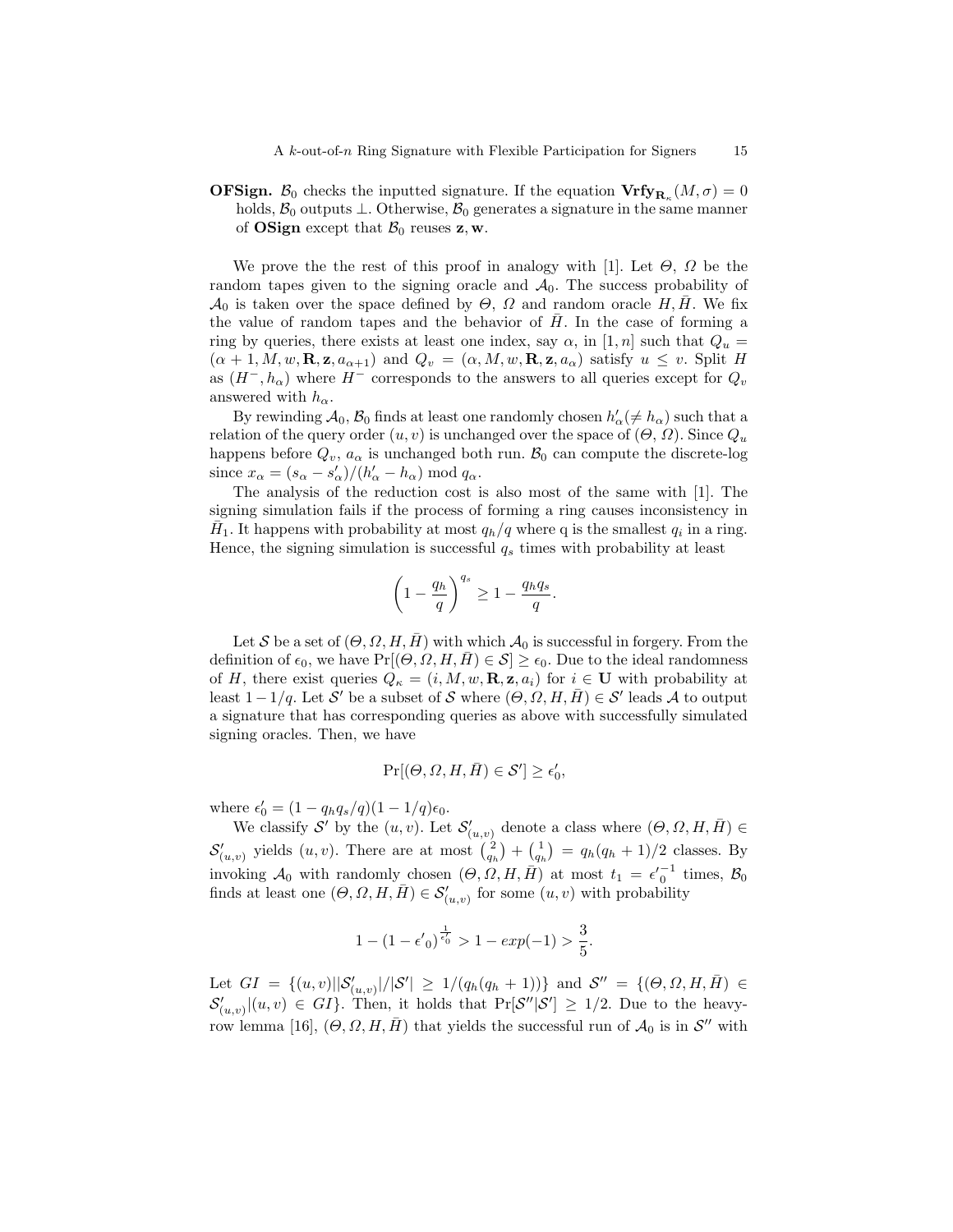**OFSign.** $\mathcal{B}_0$ checks the inputted signature. If the equation $\mathbf{Vrfy}_{\mathbf{R}_\kappa}(M, \sigma) = 0$ holds, $\mathcal{B}_0$ outputs $\perp$. Otherwise, $\mathcal{B}_0$ generates a signature in the same manner of **OSign** except that $\mathcal{B}_0$ reuses $\mathbf{z}, \mathbf{w}$.

We prove the the rest of this proof in analogy with [1]. Let $\Theta$, $\Omega$ be the random tapes given to the signing oracle and $\mathcal{A}_0$. The success probability of $\mathcal{A}_0$ is taken over the space defined by $\Theta$, $\Omega$ and random oracle $H, \bar{H}$. We fix the value of random tapes and the behavior of $\bar{H}$. In the case of forming a ring by queries, there exists at least one index, say $\alpha$, in $[1, n]$ such that $Q_u = (\alpha + 1, M, w, \mathbf{R}, \mathbf{z}, a_{\alpha+1})$ and $Q_v = (\alpha, M, w, \mathbf{R}, \mathbf{z}, a_\alpha)$ satisfy $u \leq v$. Split $H$ as $(H^-, h_\alpha)$ where $H^-$ corresponds to the answers to all queries except for $Q_v$ answered with $h_\alpha$.

By rewinding $\mathcal{A}_0$, $\mathcal{B}_0$ finds at least one randomly chosen $h'_\alpha (\neq h_\alpha)$ such that a relation of the query order $(u, v)$ is unchanged over the space of $(\Theta, \Omega)$. Since $Q_u$ happens before $Q_v$, $a_\alpha$ is unchanged both run. $\mathcal{B}_0$ can compute the discrete-log since $x_\alpha = (s_\alpha - s'_\alpha)/(h'_\alpha - h_\alpha) \bmod q_\alpha$.

The analysis of the reduction cost is also most of the same with [1]. The signing simulation fails if the process of forming a ring causes inconsistency in $\bar{H}_1$. It happens with probability at most $q_h/q$ where q is the smallest $q_i$ in a ring. Hence, the signing simulation is successful $q_s$ times with probability at least

$$\left(1 - \frac{q_h}{q}\right)^{q_s} \geq 1 - \frac{q_h q_s}{q}.$$

Let $\mathcal{S}$ be a set of $(\Theta, \Omega, H, \bar{H})$ with which $\mathcal{A}_0$ is successful in forgery. From the definition of $\epsilon_0$, we have $\Pr[(\Theta, \Omega, H, \bar{H}) \in \mathcal{S}] \geq \epsilon_0$. Due to the ideal randomness of $H$, there exist queries $Q_\kappa = (i, M, w, \mathbf{R}, \mathbf{z}, a_i)$ for $i \in \mathbf{U}$ with probability at least $1 - 1/q$. Let $\mathcal{S}'$ be a subset of $\mathcal{S}$ where $(\Theta, \Omega, H, \bar{H}) \in \mathcal{S}'$ leads $\mathcal{A}$ to output a signature that has corresponding queries as above with successfully simulated signing oracles. Then, we have

$$\Pr[(\Theta, \Omega, H, \bar{H}) \in \mathcal{S}'] \geq \epsilon'_0,$$

where $\epsilon'_0 = (1 - q_h q_s/q)(1 - 1/q)\epsilon_0$.

We classify $\mathcal{S}'$ by the $(u, v)$. Let $\mathcal{S}'_{(u,v)}$ denote a class where $(\Theta, \Omega, H, \bar{H}) \in \mathcal{S}'_{(u,v)}$ yields $(u, v)$. There are at most $\binom{2}{q_h} + \binom{1}{q_h} = q_h(q_h + 1)/2$ classes. By invoking $\mathcal{A}_0$ with randomly chosen $(\Theta, \Omega, H, \bar{H})$ at most $t_1 = {\epsilon'}_0^{-1}$ times, $\mathcal{B}_0$ finds at least one $(\Theta, \Omega, H, \bar{H}) \in \mathcal{S}'_{(u,v)}$ for some $(u, v)$ with probability

$$1 - (1 - {\epsilon'}_0)^{\frac{1}{\epsilon'_0}} > 1 - exp(-1) > \frac{3}{5}.$$

Let $GI = \{(u, v) | |\mathcal{S}'_{(u,v)}|/|\mathcal{S}'| \geq 1/(q_h(q_h + 1))\}$ and $\mathcal{S}'' = \{(\Theta, \Omega, H, \bar{H}) \in \mathcal{S}'_{(u,v)} | (u, v) \in GI\}$. Then, it holds that $\Pr[\mathcal{S}''|\mathcal{S}'] \geq 1/2$. Due to the heavy-row lemma [16], $(\Theta, \Omega, H, \bar{H})$ that yields the successful run of $\mathcal{A}_0$ is in $\mathcal{S}''$ with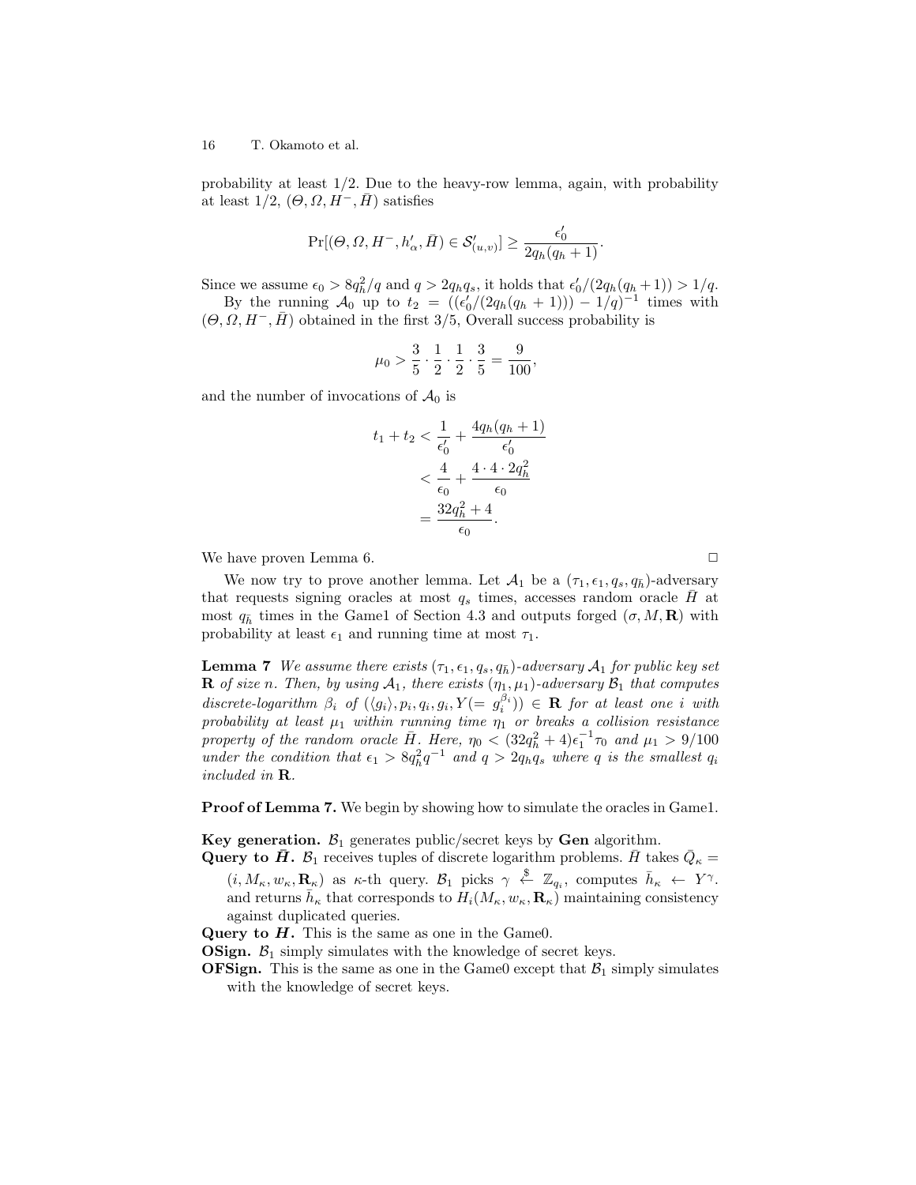probability at least 1/2. Due to the heavy-row lemma, again, with probability at least 1/2, $(\Theta, \Omega, H^-, \bar{H})$ satisfies

$$\Pr[(\Theta, \Omega, H^-, h'_\alpha, \bar{H}) \in \mathcal{S}'_{(u,v)}] \geq \frac{\epsilon'_0}{2q_h(q_h+1)}.$$

Since we assume $\epsilon_0 > 8q_h^2/q$ and $q > 2q_h q_s$, it holds that $\epsilon'_0/(2q_h(q_h+1)) > 1/q$.

By the running $\mathcal{A}_0$ up to $t_2 = ((\epsilon'_0/(2q_h(q_h+1))) - 1/q)^{-1}$ times with $(\Theta, \Omega, H^-, \bar{H})$ obtained in the first 3/5, Overall success probability is

$$\mu_0 > \frac{3}{5} \cdot \frac{1}{2} \cdot \frac{1}{2} \cdot \frac{3}{5} = \frac{9}{100},$$

and the number of invocations of $\mathcal{A}_0$ is

$$\begin{aligned} t_1 + t_2 &< \frac{1}{\epsilon'_0} + \frac{4q_h(q_h+1)}{\epsilon'_0} \\ &< \frac{4}{\epsilon_0} + \frac{4 \cdot 4 \cdot 2q_h^2}{\epsilon_0} \\ &= \frac{32q_h^2 + 4}{\epsilon_0}. \end{aligned}$$

We have proven Lemma 6. □

We now try to prove another lemma. Let $\mathcal{A}_1$ be a $(\tau_1, \epsilon_1, q_s, q_{\bar{h}})$-adversary that requests signing oracles at most $q_s$ times, accesses random oracle $\bar{H}$ at most $q_{\bar{h}}$ times in the Game1 of Section 4.3 and outputs forged $(\sigma, M, \mathbf{R})$ with probability at least $\epsilon_1$ and running time at most $\tau_1$.

**Lemma 7** *We assume there exists $(\tau_1, \epsilon_1, q_s, q_{\bar{h}})$-adversary $\mathcal{A}_1$ for public key set $\mathbf{R}$ of size $n$. Then, by using $\mathcal{A}_1$, there exists $(\eta_1, \mu_1)$-adversary $\mathcal{B}_1$ that computes discrete-logarithm $\beta_i$ of $(\langle g_i \rangle, p_i, q_i, g_i, Y(= g_i^{\beta_i})) \in \mathbf{R}$ for at least one $i$ with probability at least $\mu_1$ within running time $\eta_1$ or breaks a collision resistance property of the random oracle $\bar{H}$. Here, $\eta_0 < (32q_h^2 + 4)\epsilon_1^{-1}\tau_0$ and $\mu_1 > 9/100$ under the condition that $\epsilon_1 > 8q_h^2 q^{-1}$ and $q > 2q_h q_s$ where $q$ is the smallest $q_i$ included in $\mathbf{R}$.*

**Proof of Lemma 7.** We begin by showing how to simulate the oracles in Game1.

**Key generation.** $\mathcal{B}_1$ generates public/secret keys by **Gen** algorithm.

**Query to $\bar{H}$.** $\mathcal{B}_1$ receives tuples of discrete logarithm problems. $\bar{H}$ takes $\bar{Q}_\kappa = (i, M_\kappa, w_\kappa, \mathbf{R}_\kappa)$ as $\kappa$-th query. $\mathcal{B}_1$ picks $\gamma \xleftarrow{\$} \mathbb{Z}_{q_i}$, computes $\bar{h}_\kappa \leftarrow Y^\gamma$. and returns $\bar{h}_\kappa$ that corresponds to $H_i(M_\kappa, w_\kappa, \mathbf{R}_\kappa)$ maintaining consistency against duplicated queries.

**Query to $H$.** This is the same as one in the Game0.

**OSign.** $\mathcal{B}_1$ simply simulates with the knowledge of secret keys.

**OFSign.** This is the same as one in the Game0 except that $\mathcal{B}_1$ simply simulates with the knowledge of secret keys.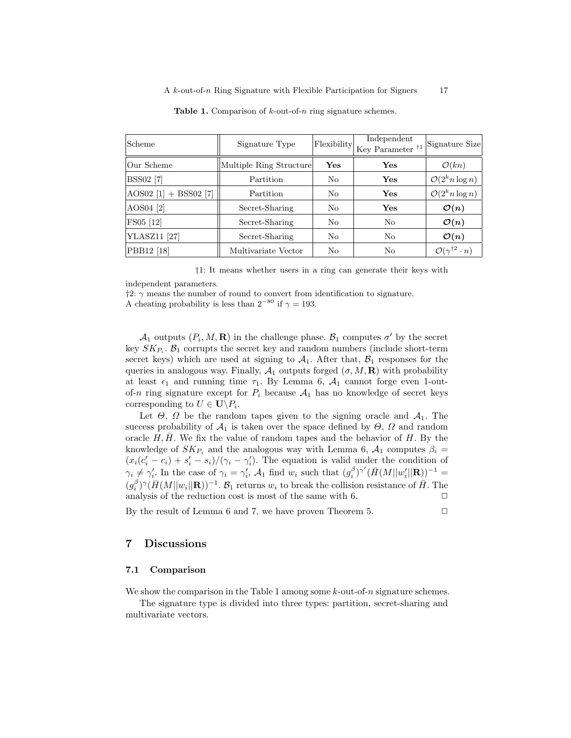**Table 1.** Comparison of $k$-out-of-$n$ ring signature schemes.

| Scheme | Signature Type | Flexibility | Independent Key Parameter †1 | Signature Size |
|---|---|---|---|---|
| Our Scheme | Multiple Ring Structure | **Yes** | **Yes** | $\mathcal{O}(kn)$ |
| BSS02 [7] | Partition | No | **Yes** | $\mathcal{O}(2^k n \log n)$ |
| AOS02 [1] + BSS02 [7] | Partition | No | **Yes** | $\mathcal{O}(2^k n \log n)$ |
| AOS04 [2] | Secret-Sharing | No | **Yes** | $\boldsymbol{\mathcal{O}(n)}$ |
| FS05 [12] | Secret-Sharing | No | No | $\boldsymbol{\mathcal{O}(n)}$ |
| YLASZ11 [27] | Secret-Sharing | No | No | $\boldsymbol{\mathcal{O}(n)}$ |
| PBB12 [18] | Multivariate Vector | No | No | $\mathcal{O}(\gamma^{\dagger 2} \cdot n)$ |

†1: It means whether users in a ring can generate their keys with independent parameters.
†2: $\gamma$ means the number of round to convert from identification to signature. A cheating probability is less than $2^{-80}$ if $\gamma = 193$.

$\mathcal{A}_1$ outputs $(P_i, M, \mathbf{R})$ in the challenge phase. $\mathcal{B}_1$ computes $\sigma'$ by the secret key $SK_{P_i}$. $\mathcal{B}_1$ corrupts the secret key and random numbers (include short-term secret keys) which are used at signing to $\mathcal{A}_1$. After that, $\mathcal{B}_1$ responses for the queries in analogous way. Finally, $\mathcal{A}_1$ outputs forged $(\sigma, M, \mathbf{R})$ with probability at least $\epsilon_1$ and running time $\tau_1$. By Lemma 6, $\mathcal{A}_1$ cannot forge even 1-out-of-$n$ ring signature except for $P_i$ because $\mathcal{A}_1$ has no knowledge of secret keys corresponding to $U \in \mathbf{U} \backslash P_i$.

Let $\Theta$, $\Omega$ be the random tapes given to the signing oracle and $\mathcal{A}_1$. The success probability of $\mathcal{A}_1$ is taken over the space defined by $\Theta$, $\Omega$ and random oracle $H, \bar{H}$. We fix the value of random tapes and the behavior of $H$. By the knowledge of $SK_{P_i}$ and the analogous way with Lemma 6, $\mathcal{A}_1$ computes $\beta_i = (x_i(c_i' - c_i) + s_i' - s_i)/(\gamma_i - \gamma_i')$. The equation is valid under the condition of $\gamma_i \neq \gamma_i'$. In the case of $\gamma_i = \gamma_i'$, $\mathcal{A}_1$ find $w_i$ such that $(g_i^{\beta})^{\gamma'}(\bar{H}(M||w_i'||\mathbf{R}))^{-1} = (g_i^{\beta})^{\gamma}(\bar{H}(M||w_i||\mathbf{R}))^{-1}$. $\mathcal{B}_1$ returns $w_i$ to break the collision resistance of $\bar{H}$. The analysis of the reduction cost is most of the same with 6. $\square$

By the result of Lemma 6 and 7, we have proven Theorem 5. $\square$

## 7 Discussions

### 7.1 Comparison

We show the comparison in the Table 1 among some $k$-out-of-$n$ signature schemes.

The signature type is divided into three types: partition, secret-sharing and multivariate vectors.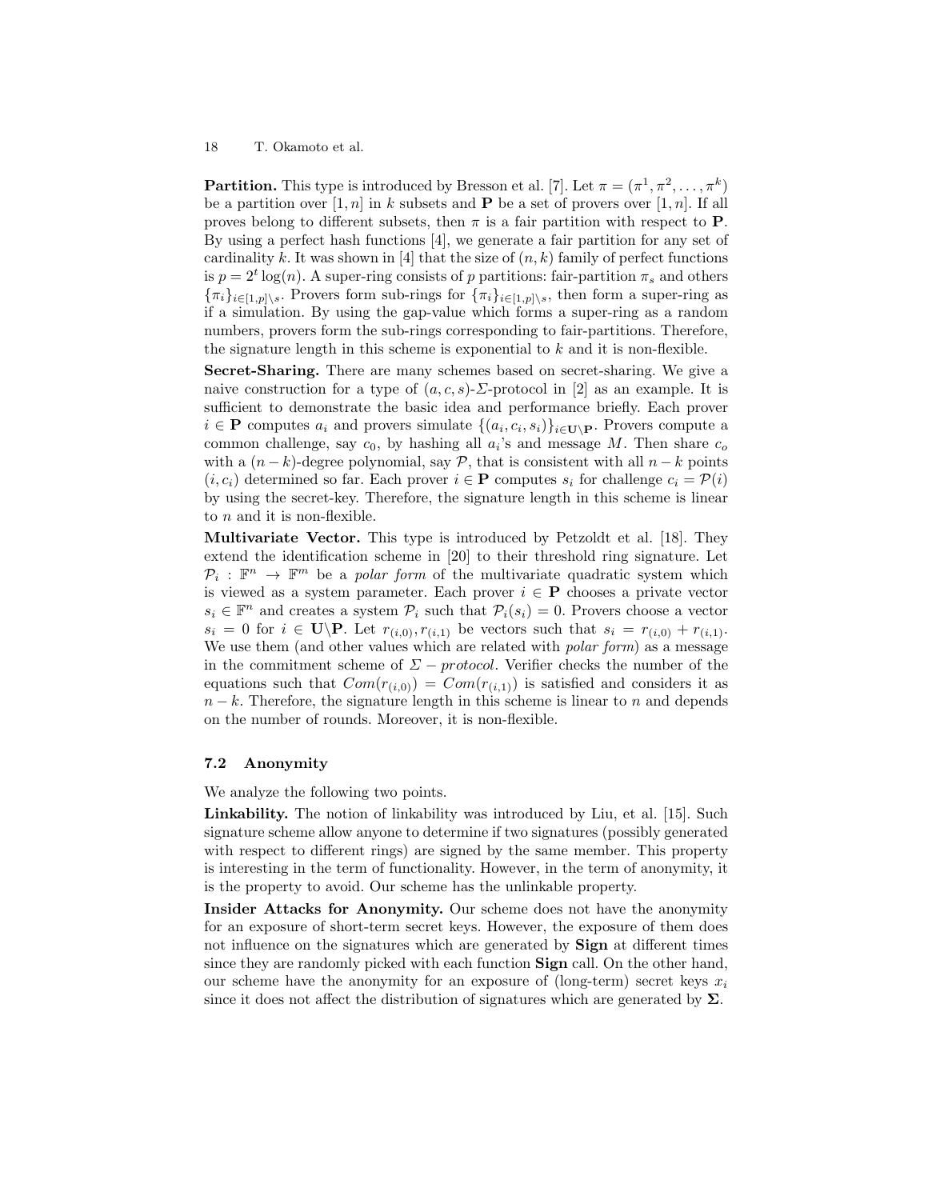**Partition.** This type is introduced by Bresson et al. [7]. Let $\pi = (\pi^1, \pi^2, \ldots, \pi^k)$ be a partition over $[1, n]$ in $k$ subsets and $\mathbf{P}$ be a set of provers over $[1, n]$. If all proves belong to different subsets, then $\pi$ is a fair partition with respect to $\mathbf{P}$. By using a perfect hash functions [4], we generate a fair partition for any set of cardinality $k$. It was shown in [4] that the size of $(n, k)$ family of perfect functions is $p = 2^t \log(n)$. A super-ring consists of $p$ partitions: fair-partition $\pi_s$ and others $\{\pi_i\}_{i \in [1,p] \setminus s}$. Provers form sub-rings for $\{\pi_i\}_{i \in [1,p] \setminus s}$, then form a super-ring as if a simulation. By using the gap-value which forms a super-ring as a random numbers, provers form the sub-rings corresponding to fair-partitions. Therefore, the signature length in this scheme is exponential to $k$ and it is non-flexible.

**Secret-Sharing.** There are many schemes based on secret-sharing. We give a naive construction for a type of $(a, c, s)$-$\Sigma$-protocol in [2] as an example. It is sufficient to demonstrate the basic idea and performance briefly. Each prover $i \in \mathbf{P}$ computes $a_i$ and provers simulate $\{(a_i, c_i, s_i)\}_{i \in \mathbf{U} \setminus \mathbf{P}}$. Provers compute a common challenge, say $c_0$, by hashing all $a_i$'s and message $M$. Then share $c_o$ with a $(n-k)$-degree polynomial, say $\mathcal{P}$, that is consistent with all $n-k$ points $(i, c_i)$ determined so far. Each prover $i \in \mathbf{P}$ computes $s_i$ for challenge $c_i = \mathcal{P}(i)$ by using the secret-key. Therefore, the signature length in this scheme is linear to $n$ and it is non-flexible.

**Multivariate Vector.** This type is introduced by Petzoldt et al. [18]. They extend the identification scheme in [20] to their threshold ring signature. Let $\mathcal{P}_i : \mathbb{F}^n \to \mathbb{F}^m$ be a *polar form* of the multivariate quadratic system which is viewed as a system parameter. Each prover $i \in \mathbf{P}$ chooses a private vector $s_i \in \mathbb{F}^n$ and creates a system $\mathcal{P}_i$ such that $\mathcal{P}_i(s_i) = 0$. Provers choose a vector $s_i = 0$ for $i \in \mathbf{U} \setminus \mathbf{P}$. Let $r_{(i,0)}, r_{(i,1)}$ be vectors such that $s_i = r_{(i,0)} + r_{(i,1)}$. We use them (and other values which are related with *polar form*) as a message in the commitment scheme of $\Sigma - protocol$. Verifier checks the number of the equations such that $Com(r_{(i,0)}) = Com(r_{(i,1)})$ is satisfied and considers it as $n-k$. Therefore, the signature length in this scheme is linear to $n$ and depends on the number of rounds. Moreover, it is non-flexible.

### 7.2 Anonymity

We analyze the following two points.

**Linkability.** The notion of linkability was introduced by Liu, et al. [15]. Such signature scheme allow anyone to determine if two signatures (possibly generated with respect to different rings) are signed by the same member. This property is interesting in the term of functionality. However, in the term of anonymity, it is the property to avoid. Our scheme has the unlinkable property.

**Insider Attacks for Anonymity.** Our scheme does not have the anonymity for an exposure of short-term secret keys. However, the exposure of them does not influence on the signatures which are generated by **Sign** at different times since they are randomly picked with each function **Sign** call. On the other hand, our scheme have the anonymity for an exposure of (long-term) secret keys $x_i$ since it does not affect the distribution of signatures which are generated by $\mathbf{\Sigma}$.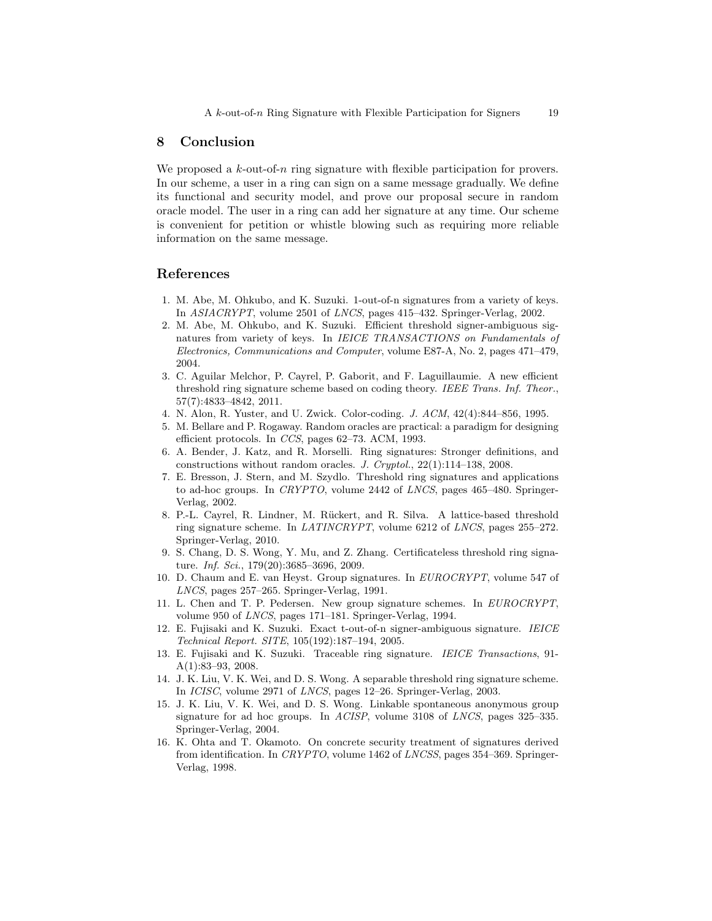## 8 Conclusion

We proposed a $k$-out-of-$n$ ring signature with flexible participation for provers. In our scheme, a user in a ring can sign on a same message gradually. We define its functional and security model, and prove our proposal secure in random oracle model. The user in a ring can add her signature at any time. Our scheme is convenient for petition or whistle blowing such as requiring more reliable information on the same message.

## References

1. M. Abe, M. Ohkubo, and K. Suzuki. 1-out-of-n signatures from a variety of keys. In *ASIACRYPT*, volume 2501 of *LNCS*, pages 415–432. Springer-Verlag, 2002.
2. M. Abe, M. Ohkubo, and K. Suzuki. Efficient threshold signer-ambiguous signatures from variety of keys. In *IEICE TRANSACTIONS on Fundamentals of Electronics, Communications and Computer*, volume E87-A, No. 2, pages 471–479, 2004.
3. C. Aguilar Melchor, P. Cayrel, P. Gaborit, and F. Laguillaumie. A new efficient threshold ring signature scheme based on coding theory. *IEEE Trans. Inf. Theor.*, 57(7):4833–4842, 2011.
4. N. Alon, R. Yuster, and U. Zwick. Color-coding. *J. ACM*, 42(4):844–856, 1995.
5. M. Bellare and P. Rogaway. Random oracles are practical: a paradigm for designing efficient protocols. In *CCS*, pages 62–73. ACM, 1993.
6. A. Bender, J. Katz, and R. Morselli. Ring signatures: Stronger definitions, and constructions without random oracles. *J. Cryptol.*, 22(1):114–138, 2008.
7. E. Bresson, J. Stern, and M. Szydlo. Threshold ring signatures and applications to ad-hoc groups. In *CRYPTO*, volume 2442 of *LNCS*, pages 465–480. Springer-Verlag, 2002.
8. P.-L. Cayrel, R. Lindner, M. Rückert, and R. Silva. A lattice-based threshold ring signature scheme. In *LATINCRYPT*, volume 6212 of *LNCS*, pages 255–272. Springer-Verlag, 2010.
9. S. Chang, D. S. Wong, Y. Mu, and Z. Zhang. Certificateless threshold ring signature. *Inf. Sci.*, 179(20):3685–3696, 2009.
10. D. Chaum and E. van Heyst. Group signatures. In *EUROCRYPT*, volume 547 of *LNCS*, pages 257–265. Springer-Verlag, 1991.
11. L. Chen and T. P. Pedersen. New group signature schemes. In *EUROCRYPT*, volume 950 of *LNCS*, pages 171–181. Springer-Verlag, 1994.
12. E. Fujisaki and K. Suzuki. Exact t-out-of-n signer-ambiguous signature. *IEICE Technical Report. SITE*, 105(192):187–194, 2005.
13. E. Fujisaki and K. Suzuki. Traceable ring signature. *IEICE Transactions*, 91-A(1):83–93, 2008.
14. J. K. Liu, V. K. Wei, and D. S. Wong. A separable threshold ring signature scheme. In *ICISC*, volume 2971 of *LNCS*, pages 12–26. Springer-Verlag, 2003.
15. J. K. Liu, V. K. Wei, and D. S. Wong. Linkable spontaneous anonymous group signature for ad hoc groups. In *ACISP*, volume 3108 of *LNCS*, pages 325–335. Springer-Verlag, 2004.
16. K. Ohta and T. Okamoto. On concrete security treatment of signatures derived from identification. In *CRYPTO*, volume 1462 of *LNCSS*, pages 354–369. Springer-Verlag, 1998.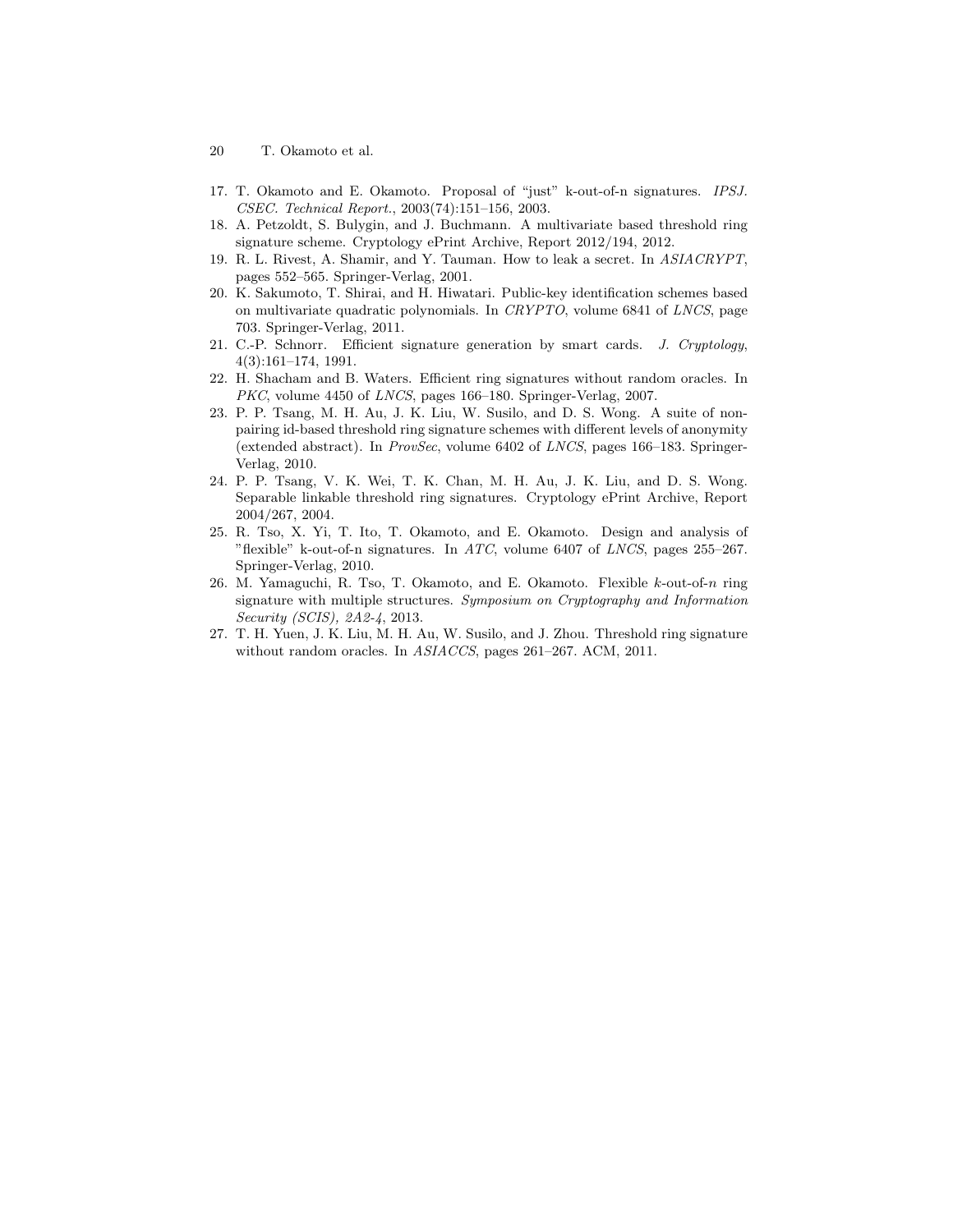17. T. Okamoto and E. Okamoto. Proposal of "just" k-out-of-n signatures. *IPSJ. CSEC. Technical Report.*, 2003(74):151–156, 2003.
18. A. Petzoldt, S. Bulygin, and J. Buchmann. A multivariate based threshold ring signature scheme. Cryptology ePrint Archive, Report 2012/194, 2012.
19. R. L. Rivest, A. Shamir, and Y. Tauman. How to leak a secret. In *ASIACRYPT*, pages 552–565. Springer-Verlag, 2001.
20. K. Sakumoto, T. Shirai, and H. Hiwatari. Public-key identification schemes based on multivariate quadratic polynomials. In *CRYPTO*, volume 6841 of *LNCS*, page 703. Springer-Verlag, 2011.
21. C.-P. Schnorr. Efficient signature generation by smart cards. *J. Cryptology*, 4(3):161–174, 1991.
22. H. Shacham and B. Waters. Efficient ring signatures without random oracles. In *PKC*, volume 4450 of *LNCS*, pages 166–180. Springer-Verlag, 2007.
23. P. P. Tsang, M. H. Au, J. K. Liu, W. Susilo, and D. S. Wong. A suite of non-pairing id-based threshold ring signature schemes with different levels of anonymity (extended abstract). In *ProvSec*, volume 6402 of *LNCS*, pages 166–183. Springer-Verlag, 2010.
24. P. P. Tsang, V. K. Wei, T. K. Chan, M. H. Au, J. K. Liu, and D. S. Wong. Separable linkable threshold ring signatures. Cryptology ePrint Archive, Report 2004/267, 2004.
25. R. Tso, X. Yi, T. Ito, T. Okamoto, and E. Okamoto. Design and analysis of "flexible" k-out-of-n signatures. In *ATC*, volume 6407 of *LNCS*, pages 255–267. Springer-Verlag, 2010.
26. M. Yamaguchi, R. Tso, T. Okamoto, and E. Okamoto. Flexible $k$-out-of-$n$ ring signature with multiple structures. *Symposium on Cryptography and Information Security (SCIS), 2A2-4*, 2013.
27. T. H. Yuen, J. K. Liu, M. H. Au, W. Susilo, and J. Zhou. Threshold ring signature without random oracles. In *ASIACCS*, pages 261–267. ACM, 2011.